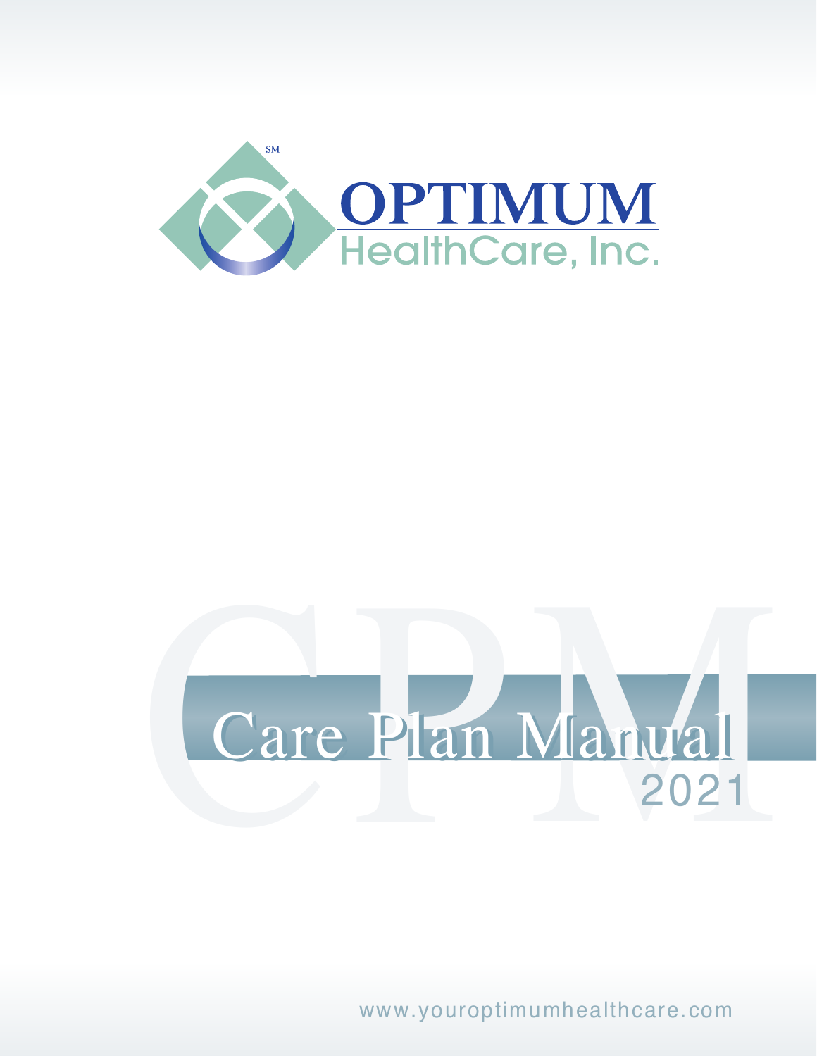OPTIMUM

HealthCare, Inc.

# Care Plan Manual

2021

www.youroptimumhealthcare.com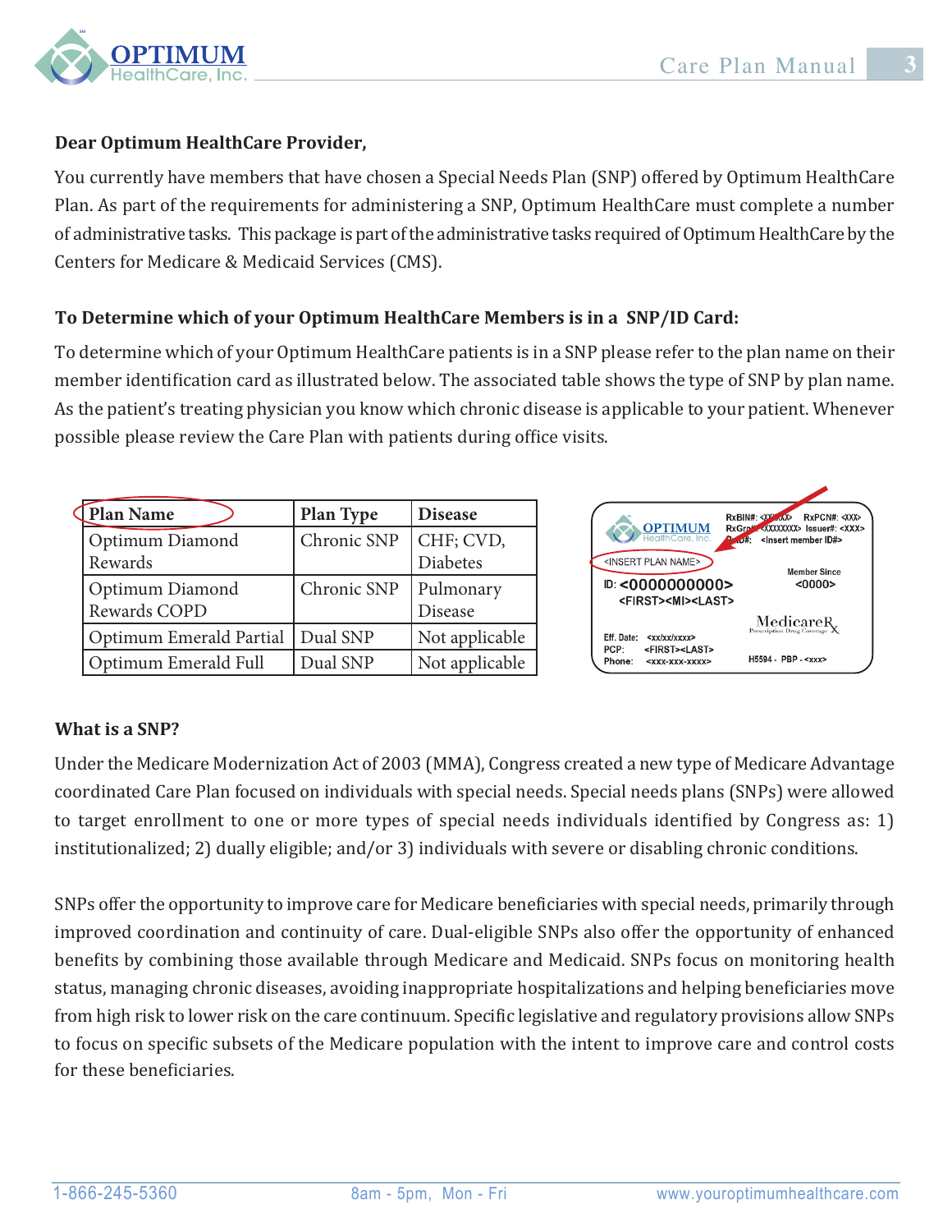**Dear Optimum HealthCare Provider,**

You currently have members that have chosen a Special Needs Plan (SNP) offered by Optimum HealthCare Plan. As part of the requirements for administering a SNP, Optimum HealthCare must complete a number of administrative tasks. This package is part of the administrative tasks required of Optimum HealthCare by the Centers for Medicare & Medicaid Services (CMS).

**To Determine which of your Optimum HealthCare Members is in a SNP/ID Card:**

To determine which of your Optimum HealthCare patients is in a SNP please refer to the plan name on their member identification card as illustrated below. The associated table shows the type of SNP by plan name. As the patient's treating physician you know which chronic disease is applicable to your patient. Whenever possible please review the Care Plan with patients during office visits.

| Plan Name | Plan Type | Disease |
|---|---|---|
| Optimum Diamond Rewards | Chronic SNP | CHF; CVD, Diabetes |
| Optimum Diamond Rewards COPD | Chronic SNP | Pulmonary Disease |
| Optimum Emerald Partial | Dual SNP | Not applicable |
| Optimum Emerald Full | Dual SNP | Not applicable |

OPTIMUM HealthCare, Inc.
RxBIN#: <XXXXXX> RxPCN#: <XXX>
RxGrp#: <XXXXXXXX> Issuer#: <XXX>
Card#: <Insert member ID#>
<INSERT PLAN NAME>
ID: <0000000000>
<FIRST><MI><LAST>
Member Since
<0000>
MedicareRx
Prescription Drug Coverage
Eff. Date: <xx/xx/xxxx>
PCP: <FIRST><LAST>
Phone: <xxx-xxx-xxxx>
H5594 - PBP - <xxx>

**What is a SNP?**

Under the Medicare Modernization Act of 2003 (MMA), Congress created a new type of Medicare Advantage coordinated Care Plan focused on individuals with special needs. Special needs plans (SNPs) were allowed to target enrollment to one or more types of special needs individuals identified by Congress as: 1) institutionalized; 2) dually eligible; and/or 3) individuals with severe or disabling chronic conditions.

SNPs offer the opportunity to improve care for Medicare beneficiaries with special needs, primarily through improved coordination and continuity of care. Dual-eligible SNPs also offer the opportunity of enhanced benefits by combining those available through Medicare and Medicaid. SNPs focus on monitoring health status, managing chronic diseases, avoiding inappropriate hospitalizations and helping beneficiaries move from high risk to lower risk on the care continuum. Specific legislative and regulatory provisions allow SNPs to focus on specific subsets of the Medicare population with the intent to improve care and control costs for these beneficiaries.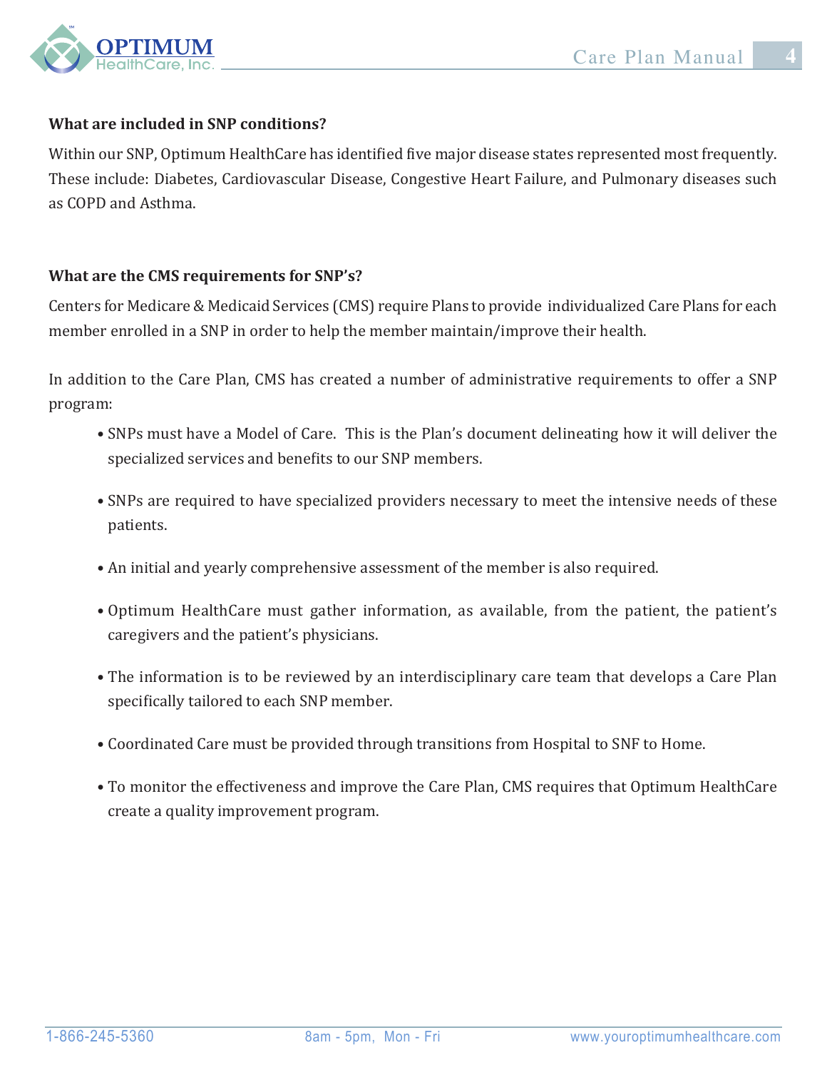**What are included in SNP conditions?**

Within our SNP, Optimum HealthCare has identified five major disease states represented most frequently. These include: Diabetes, Cardiovascular Disease, Congestive Heart Failure, and Pulmonary diseases such as COPD and Asthma.

**What are the CMS requirements for SNP's?**

Centers for Medicare & Medicaid Services (CMS) require Plans to provide individualized Care Plans for each member enrolled in a SNP in order to help the member maintain/improve their health.

In addition to the Care Plan, CMS has created a number of administrative requirements to offer a SNP program:

- SNPs must have a Model of Care. This is the Plan's document delineating how it will deliver the specialized services and benefits to our SNP members.
- SNPs are required to have specialized providers necessary to meet the intensive needs of these patients.
- An initial and yearly comprehensive assessment of the member is also required.
- Optimum HealthCare must gather information, as available, from the patient, the patient's caregivers and the patient's physicians.
- The information is to be reviewed by an interdisciplinary care team that develops a Care Plan specifically tailored to each SNP member.
- Coordinated Care must be provided through transitions from Hospital to SNF to Home.
- To monitor the effectiveness and improve the Care Plan, CMS requires that Optimum HealthCare create a quality improvement program.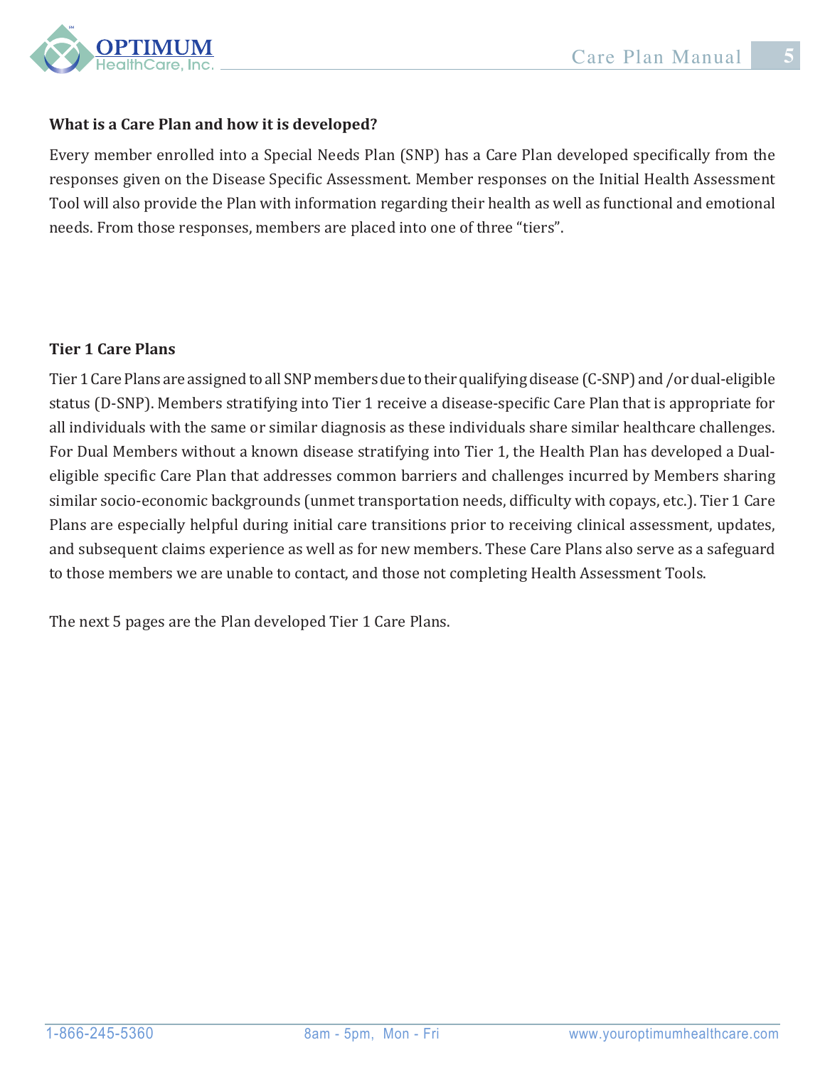**What is a Care Plan and how it is developed?**

Every member enrolled into a Special Needs Plan (SNP) has a Care Plan developed specifically from the responses given on the Disease Specific Assessment. Member responses on the Initial Health Assessment Tool will also provide the Plan with information regarding their health as well as functional and emotional needs. From those responses, members are placed into one of three “tiers”.

**Tier 1 Care Plans**

Tier 1 Care Plans are assigned to all SNP members due to their qualifying disease (C-SNP) and /or dual-eligible status (D-SNP). Members stratifying into Tier 1 receive a disease-specific Care Plan that is appropriate for all individuals with the same or similar diagnosis as these individuals share similar healthcare challenges. For Dual Members without a known disease stratifying into Tier 1, the Health Plan has developed a Dual-eligible specific Care Plan that addresses common barriers and challenges incurred by Members sharing similar socio-economic backgrounds (unmet transportation needs, difficulty with copays, etc.). Tier 1 Care Plans are especially helpful during initial care transitions prior to receiving clinical assessment, updates, and subsequent claims experience as well as for new members. These Care Plans also serve as a safeguard to those members we are unable to contact, and those not completing Health Assessment Tools.

The next 5 pages are the Plan developed Tier 1 Care Plans.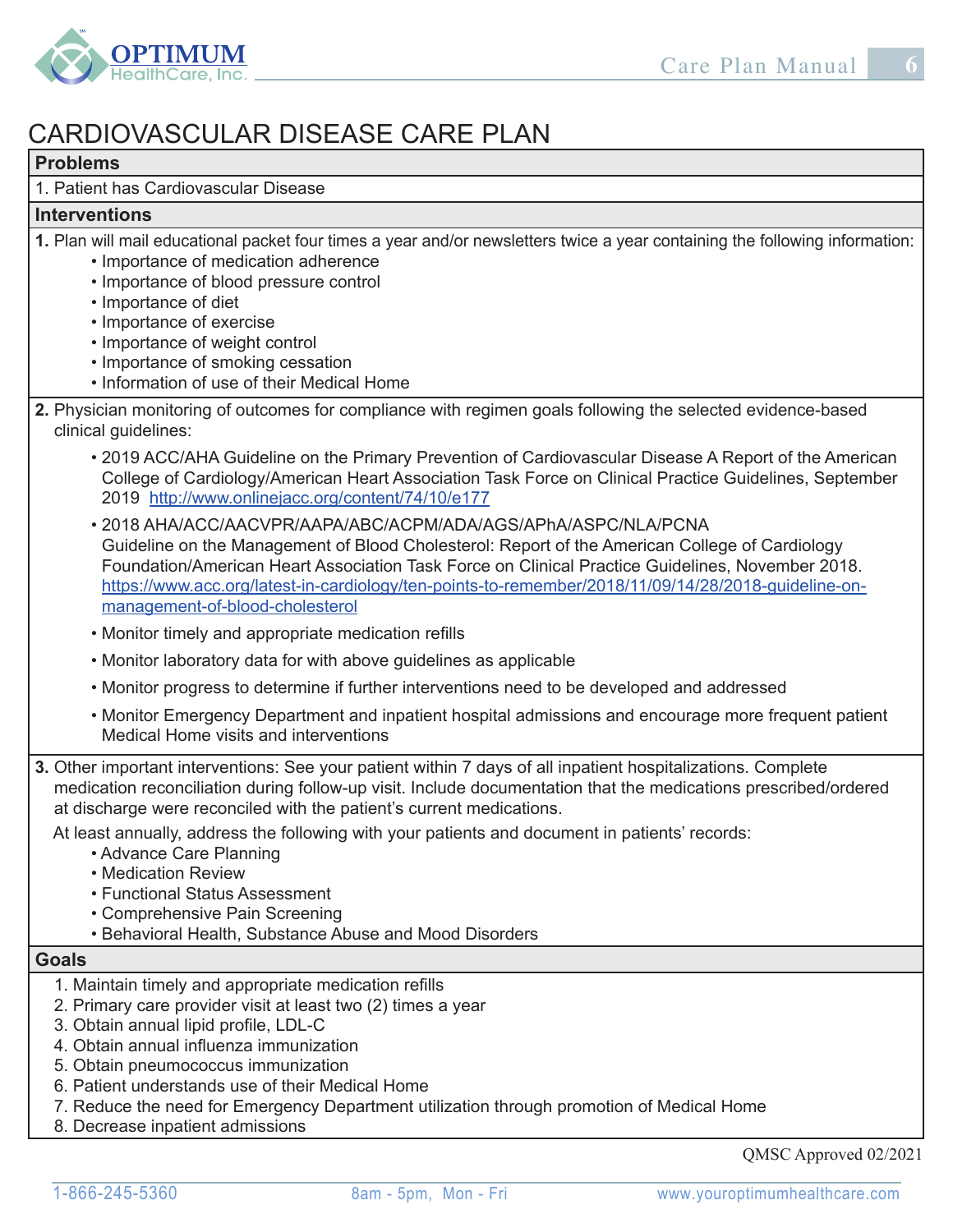# CARDIOVASCULAR DISEASE CARE PLAN

## Problems

1. Patient has Cardiovascular Disease

## Interventions

**1.** Plan will mail educational packet four times a year and/or newsletters twice a year containing the following information:

- Importance of medication adherence
- Importance of blood pressure control
- Importance of diet
- Importance of exercise
- Importance of weight control
- Importance of smoking cessation
- Information of use of their Medical Home

**2.** Physician monitoring of outcomes for compliance with regimen goals following the selected evidence-based clinical guidelines:

- 2019 ACC/AHA Guideline on the Primary Prevention of Cardiovascular Disease A Report of the American College of Cardiology/American Heart Association Task Force on Clinical Practice Guidelines, September 2019 http://www.onlinejacc.org/content/74/10/e177
- 2018 AHA/ACC/AACVPR/AAPA/ABC/ACPM/ADA/AGS/APhA/ASPC/NLA/PCNA Guideline on the Management of Blood Cholesterol: Report of the American College of Cardiology Foundation/American Heart Association Task Force on Clinical Practice Guidelines, November 2018. https://www.acc.org/latest-in-cardiology/ten-points-to-remember/2018/11/09/14/28/2018-guideline-on-management-of-blood-cholesterol
- Monitor timely and appropriate medication refills
- Monitor laboratory data for with above guidelines as applicable
- Monitor progress to determine if further interventions need to be developed and addressed
- Monitor Emergency Department and inpatient hospital admissions and encourage more frequent patient Medical Home visits and interventions

**3.** Other important interventions: See your patient within 7 days of all inpatient hospitalizations. Complete medication reconciliation during follow-up visit. Include documentation that the medications prescribed/ordered at discharge were reconciled with the patient's current medications.

At least annually, address the following with your patients and document in patients' records:

- Advance Care Planning
- Medication Review
- Functional Status Assessment
- Comprehensive Pain Screening
- Behavioral Health, Substance Abuse and Mood Disorders

## Goals

1. Maintain timely and appropriate medication refills
2. Primary care provider visit at least two (2) times a year
3. Obtain annual lipid profile, LDL-C
4. Obtain annual influenza immunization
5. Obtain pneumococcus immunization
6. Patient understands use of their Medical Home
7. Reduce the need for Emergency Department utilization through promotion of Medical Home
8. Decrease inpatient admissions

QMSC Approved 02/2021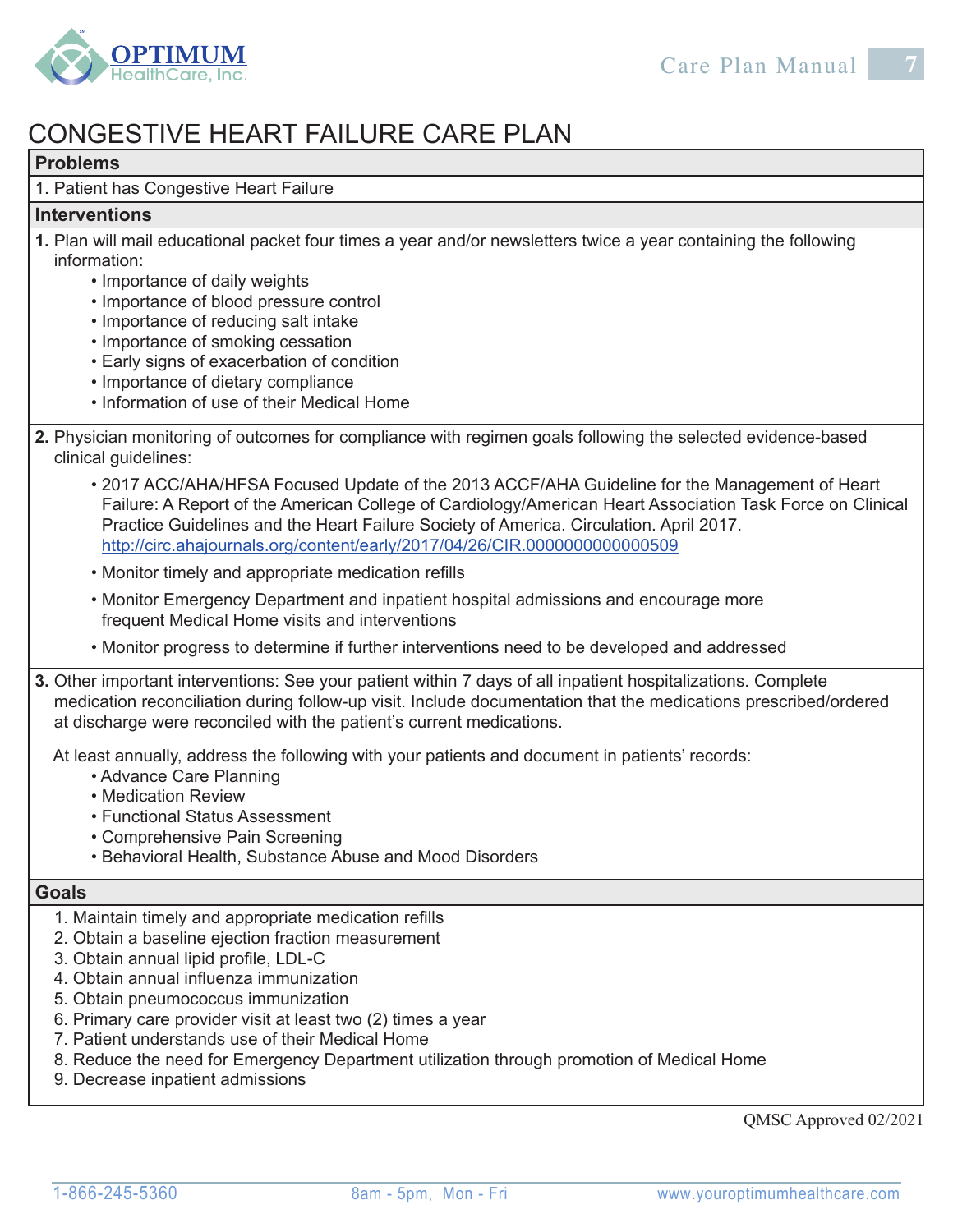# CONGESTIVE HEART FAILURE CARE PLAN

## Problems

1. Patient has Congestive Heart Failure

## Interventions

1. Plan will mail educational packet four times a year and/or newsletters twice a year containing the following information:
   - Importance of daily weights
   - Importance of blood pressure control
   - Importance of reducing salt intake
   - Importance of smoking cessation
   - Early signs of exacerbation of condition
   - Importance of dietary compliance
   - Information of use of their Medical Home

2. Physician monitoring of outcomes for compliance with regimen goals following the selected evidence-based clinical guidelines:
   - 2017 ACC/AHA/HFSA Focused Update of the 2013 ACCF/AHA Guideline for the Management of Heart Failure: A Report of the American College of Cardiology/American Heart Association Task Force on Clinical Practice Guidelines and the Heart Failure Society of America. Circulation. April 2017. http://circ.ahajournals.org/content/early/2017/04/26/CIR.0000000000000509
   - Monitor timely and appropriate medication refills
   - Monitor Emergency Department and inpatient hospital admissions and encourage more frequent Medical Home visits and interventions
   - Monitor progress to determine if further interventions need to be developed and addressed

3. Other important interventions: See your patient within 7 days of all inpatient hospitalizations. Complete medication reconciliation during follow-up visit. Include documentation that the medications prescribed/ordered at discharge were reconciled with the patient's current medications.

   At least annually, address the following with your patients and document in patients' records:
   - Advance Care Planning
   - Medication Review
   - Functional Status Assessment
   - Comprehensive Pain Screening
   - Behavioral Health, Substance Abuse and Mood Disorders

## Goals

1. Maintain timely and appropriate medication refills
2. Obtain a baseline ejection fraction measurement
3. Obtain annual lipid profile, LDL-C
4. Obtain annual influenza immunization
5. Obtain pneumococcus immunization
6. Primary care provider visit at least two (2) times a year
7. Patient understands use of their Medical Home
8. Reduce the need for Emergency Department utilization through promotion of Medical Home
9. Decrease inpatient admissions

QMSC Approved 02/2021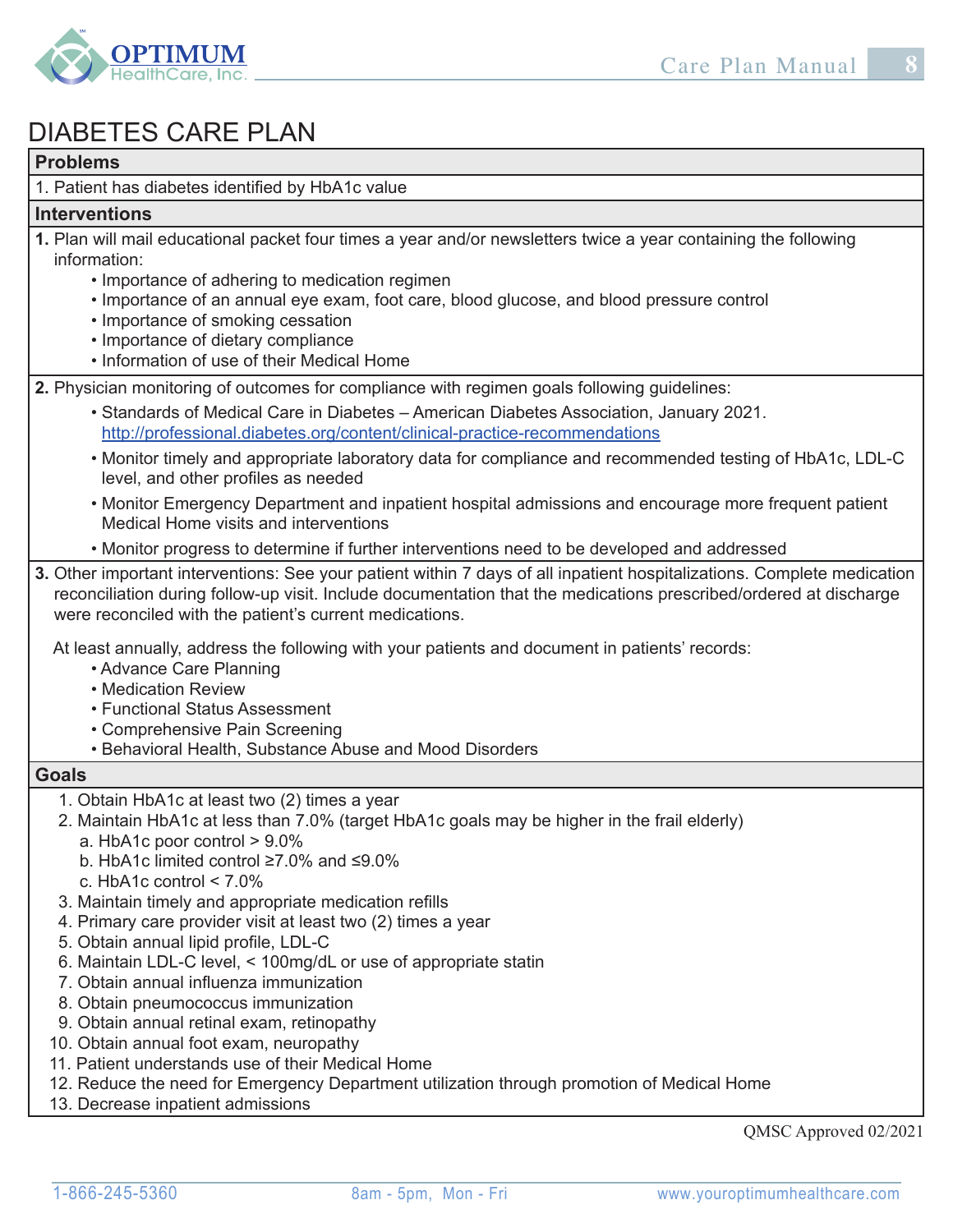# DIABETES CARE PLAN

## Problems

1. Patient has diabetes identified by HbA1c value

## Interventions

**1.** Plan will mail educational packet four times a year and/or newsletters twice a year containing the following information:

- Importance of adhering to medication regimen
- Importance of an annual eye exam, foot care, blood glucose, and blood pressure control
- Importance of smoking cessation
- Importance of dietary compliance
- Information of use of their Medical Home

**2.** Physician monitoring of outcomes for compliance with regimen goals following guidelines:

- Standards of Medical Care in Diabetes – American Diabetes Association, January 2021. http://professional.diabetes.org/content/clinical-practice-recommendations
- Monitor timely and appropriate laboratory data for compliance and recommended testing of HbA1c, LDL-C level, and other profiles as needed
- Monitor Emergency Department and inpatient hospital admissions and encourage more frequent patient Medical Home visits and interventions
- Monitor progress to determine if further interventions need to be developed and addressed

**3.** Other important interventions: See your patient within 7 days of all inpatient hospitalizations. Complete medication reconciliation during follow-up visit. Include documentation that the medications prescribed/ordered at discharge were reconciled with the patient's current medications.

At least annually, address the following with your patients and document in patients' records:

- Advance Care Planning
- Medication Review
- Functional Status Assessment
- Comprehensive Pain Screening
- Behavioral Health, Substance Abuse and Mood Disorders

## Goals

1. Obtain HbA1c at least two (2) times a year
2. Maintain HbA1c at less than 7.0% (target HbA1c goals may be higher in the frail elderly)
   a. HbA1c poor control > 9.0%
   b. HbA1c limited control ≥7.0% and ≤9.0%
   c. HbA1c control < 7.0%
3. Maintain timely and appropriate medication refills
4. Primary care provider visit at least two (2) times a year
5. Obtain annual lipid profile, LDL-C
6. Maintain LDL-C level, < 100mg/dL or use of appropriate statin
7. Obtain annual influenza immunization
8. Obtain pneumococcus immunization
9. Obtain annual retinal exam, retinopathy
10. Obtain annual foot exam, neuropathy
11. Patient understands use of their Medical Home
12. Reduce the need for Emergency Department utilization through promotion of Medical Home
13. Decrease inpatient admissions

QMSC Approved 02/2021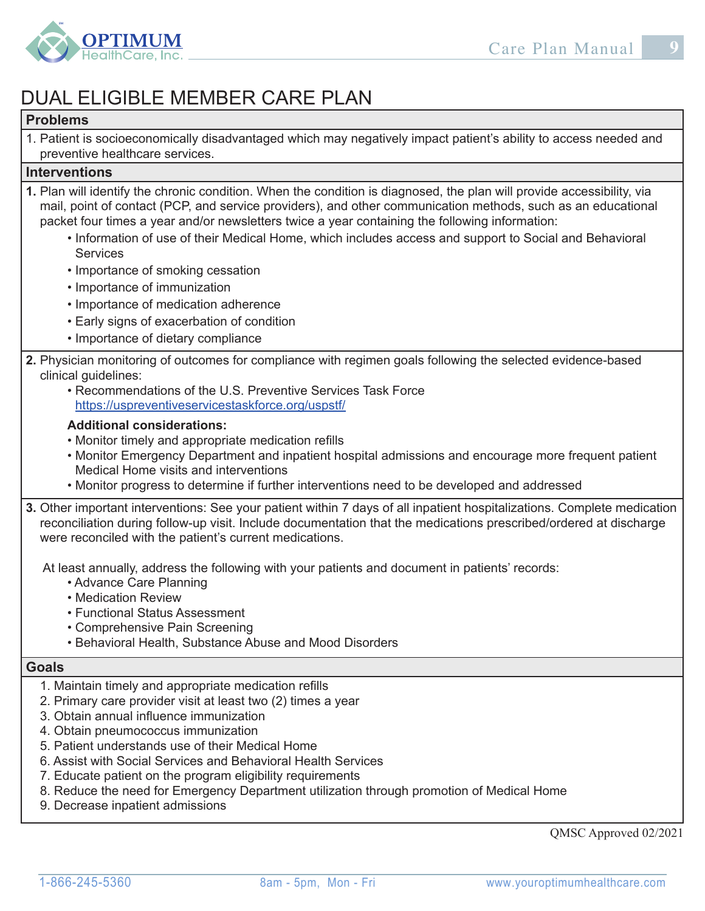# DUAL ELIGIBLE MEMBER CARE PLAN

## Problems

1. Patient is socioeconomically disadvantaged which may negatively impact patient's ability to access needed and preventive healthcare services.

## Interventions

**1.** Plan will identify the chronic condition. When the condition is diagnosed, the plan will provide accessibility, via mail, point of contact (PCP, and service providers), and other communication methods, such as an educational packet four times a year and/or newsletters twice a year containing the following information:

- Information of use of their Medical Home, which includes access and support to Social and Behavioral Services
- Importance of smoking cessation
- Importance of immunization
- Importance of medication adherence
- Early signs of exacerbation of condition
- Importance of dietary compliance

**2.** Physician monitoring of outcomes for compliance with regimen goals following the selected evidence-based clinical guidelines:

- Recommendations of the U.S. Preventive Services Task Force https://uspreventiveservicestaskforce.org/uspstf/

**Additional considerations:**

- Monitor timely and appropriate medication refills
- Monitor Emergency Department and inpatient hospital admissions and encourage more frequent patient Medical Home visits and interventions
- Monitor progress to determine if further interventions need to be developed and addressed

**3.** Other important interventions: See your patient within 7 days of all inpatient hospitalizations. Complete medication reconciliation during follow-up visit. Include documentation that the medications prescribed/ordered at discharge were reconciled with the patient's current medications.

At least annually, address the following with your patients and document in patients' records:

- Advance Care Planning
- Medication Review
- Functional Status Assessment
- Comprehensive Pain Screening
- Behavioral Health, Substance Abuse and Mood Disorders

## Goals

1. Maintain timely and appropriate medication refills
2. Primary care provider visit at least two (2) times a year
3. Obtain annual influence immunization
4. Obtain pneumococcus immunization
5. Patient understands use of their Medical Home
6. Assist with Social Services and Behavioral Health Services
7. Educate patient on the program eligibility requirements
8. Reduce the need for Emergency Department utilization through promotion of Medical Home
9. Decrease inpatient admissions

QMSC Approved 02/2021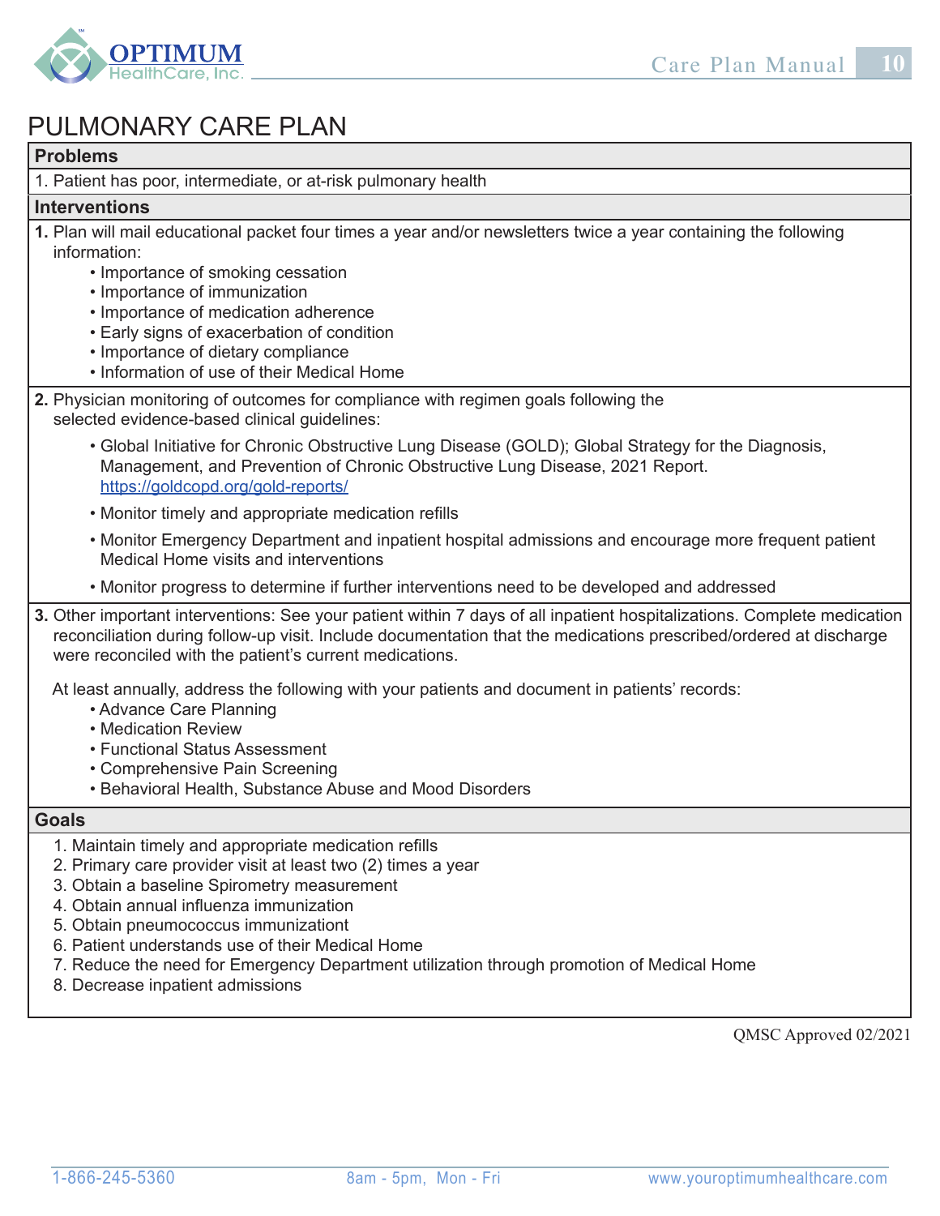# PULMONARY CARE PLAN

## Problems

1. Patient has poor, intermediate, or at-risk pulmonary health

## Interventions

**1.** Plan will mail educational packet four times a year and/or newsletters twice a year containing the following information:

- Importance of smoking cessation
- Importance of immunization
- Importance of medication adherence
- Early signs of exacerbation of condition
- Importance of dietary compliance
- Information of use of their Medical Home

**2.** Physician monitoring of outcomes for compliance with regimen goals following the selected evidence-based clinical guidelines:

- Global Initiative for Chronic Obstructive Lung Disease (GOLD); Global Strategy for the Diagnosis, Management, and Prevention of Chronic Obstructive Lung Disease, 2021 Report. https://goldcopd.org/gold-reports/
- Monitor timely and appropriate medication refills
- Monitor Emergency Department and inpatient hospital admissions and encourage more frequent patient Medical Home visits and interventions
- Monitor progress to determine if further interventions need to be developed and addressed

**3.** Other important interventions: See your patient within 7 days of all inpatient hospitalizations. Complete medication reconciliation during follow-up visit. Include documentation that the medications prescribed/ordered at discharge were reconciled with the patient's current medications.

At least annually, address the following with your patients and document in patients' records:

- Advance Care Planning
- Medication Review
- Functional Status Assessment
- Comprehensive Pain Screening
- Behavioral Health, Substance Abuse and Mood Disorders

## Goals

1. Maintain timely and appropriate medication refills
2. Primary care provider visit at least two (2) times a year
3. Obtain a baseline Spirometry measurement
4. Obtain annual influenza immunization
5. Obtain pneumococcus immunizationt
6. Patient understands use of their Medical Home
7. Reduce the need for Emergency Department utilization through promotion of Medical Home
8. Decrease inpatient admissions

QMSC Approved 02/2021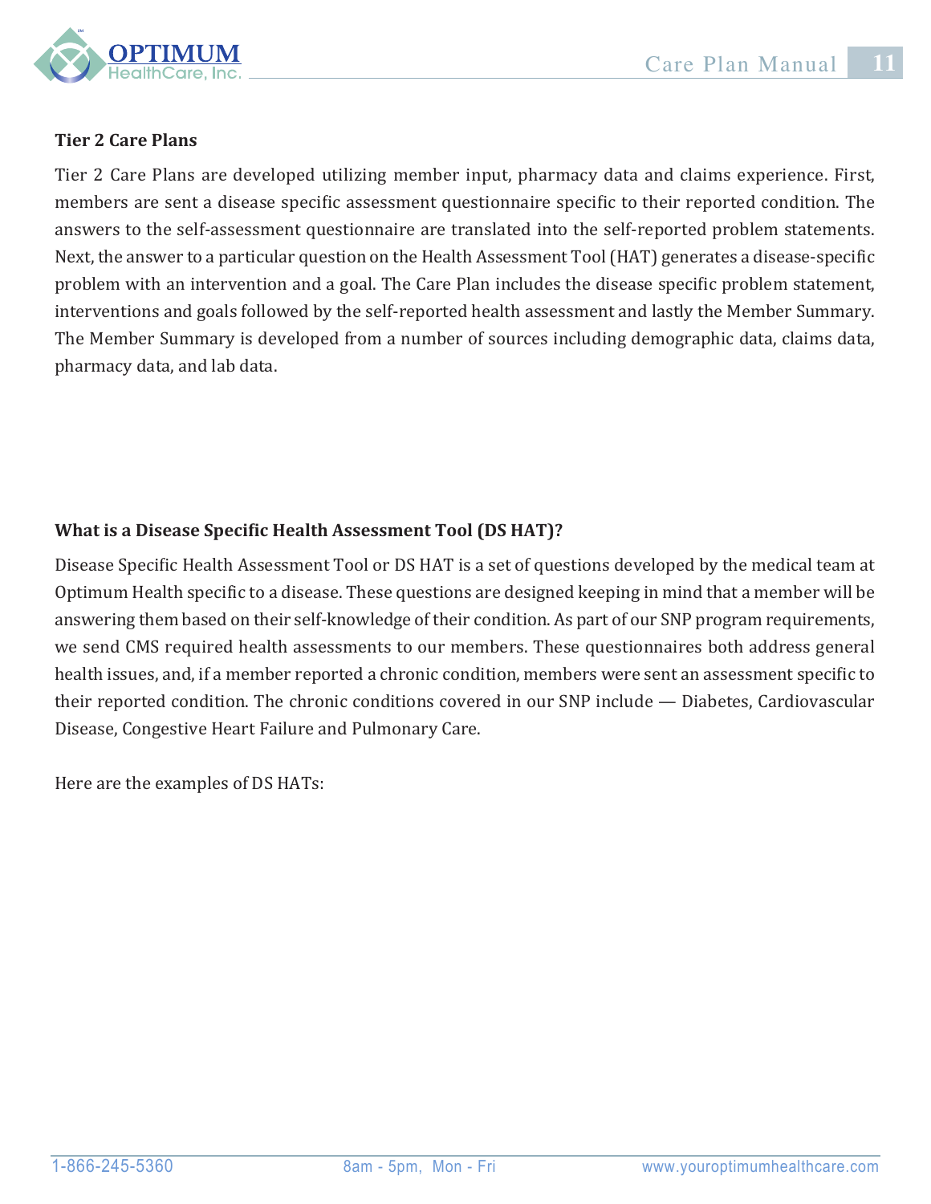### Tier 2 Care Plans

Tier 2 Care Plans are developed utilizing member input, pharmacy data and claims experience. First, members are sent a disease specific assessment questionnaire specific to their reported condition. The answers to the self-assessment questionnaire are translated into the self-reported problem statements. Next, the answer to a particular question on the Health Assessment Tool (HAT) generates a disease-specific problem with an intervention and a goal. The Care Plan includes the disease specific problem statement, interventions and goals followed by the self-reported health assessment and lastly the Member Summary. The Member Summary is developed from a number of sources including demographic data, claims data, pharmacy data, and lab data.

### What is a Disease Specific Health Assessment Tool (DS HAT)?

Disease Specific Health Assessment Tool or DS HAT is a set of questions developed by the medical team at Optimum Health specific to a disease. These questions are designed keeping in mind that a member will be answering them based on their self-knowledge of their condition. As part of our SNP program requirements, we send CMS required health assessments to our members. These questionnaires both address general health issues, and, if a member reported a chronic condition, members were sent an assessment specific to their reported condition. The chronic conditions covered in our SNP include — Diabetes, Cardiovascular Disease, Congestive Heart Failure and Pulmonary Care.

Here are the examples of DS HATs: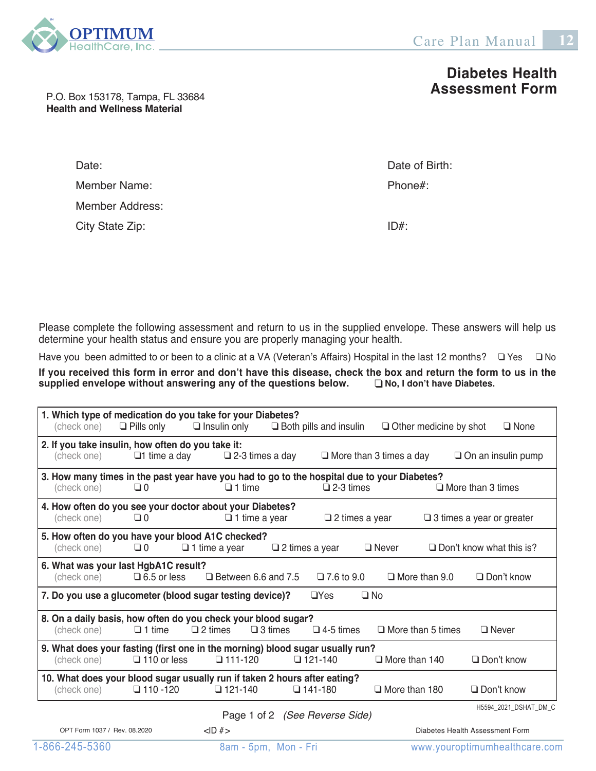P.O. Box 153178, Tampa, FL 33684
**Health and Wellness Material**

# Diabetes Health Assessment Form

Date:

Member Name:

Member Address:

City State Zip:

Date of Birth:

Phone#:

ID#:

Please complete the following assessment and return to us in the supplied envelope. These answers will help us determine your health status and ensure you are properly managing your health.

Have you been admitted to or been to a clinic at a VA (Veteran's Affairs) Hospital in the last 12 months? ❑ Yes ❑ No

**If you received this form in error and don't have this disease, check the box and return the form to us in the supplied envelope without answering any of the questions below.** ❑ **No, I don't have Diabetes.**

**1. Which type of medication do you take for your Diabetes?**
(check one) ❑ Pills only ❑ Insulin only ❑ Both pills and insulin ❑ Other medicine by shot ❑ None

**2. If you take insulin, how often do you take it:**
(check one) ❑ 1 time a day ❑ 2-3 times a day ❑ More than 3 times a day ❑ On an insulin pump

**3. How many times in the past year have you had to go to the hospital due to your Diabetes?**
(check one) ❑ 0 ❑ 1 time ❑ 2-3 times ❑ More than 3 times

**4. How often do you see your doctor about your Diabetes?**
(check one) ❑ 0 ❑ 1 time a year ❑ 2 times a year ❑ 3 times a year or greater

**5. How often do you have your blood A1C checked?**
(check one) ❑ 0 ❑ 1 time a year ❑ 2 times a year ❑ Never ❑ Don't know what this is?

**6. What was your last HgbA1C result?**
(check one) ❑ 6.5 or less ❑ Between 6.6 and 7.5 ❑ 7.6 to 9.0 ❑ More than 9.0 ❑ Don't know

**7. Do you use a glucometer (blood sugar testing device)?** ❑ Yes ❑ No

**8. On a daily basis, how often do you check your blood sugar?**
(check one) ❑ 1 time ❑ 2 times ❑ 3 times ❑ 4-5 times ❑ More than 5 times ❑ Never

**9. What does your fasting (first one in the morning) blood sugar usually run?**
(check one) ❑ 110 or less ❑ 111-120 ❑ 121-140 ❑ More than 140 ❑ Don't know

**10. What does your blood sugar usually run if taken 2 hours after eating?**
(check one) ❑ 110 -120 ❑ 121-140 ❑ 141-180 ❑ More than 180 ❑ Don't know

H5594_2021_DSHAT_DM_C

Page 1 of 2 *(See Reverse Side)*

OPT Form 1037 / Rev. 08.2020 <ID #> Diabetes Health Assessment Form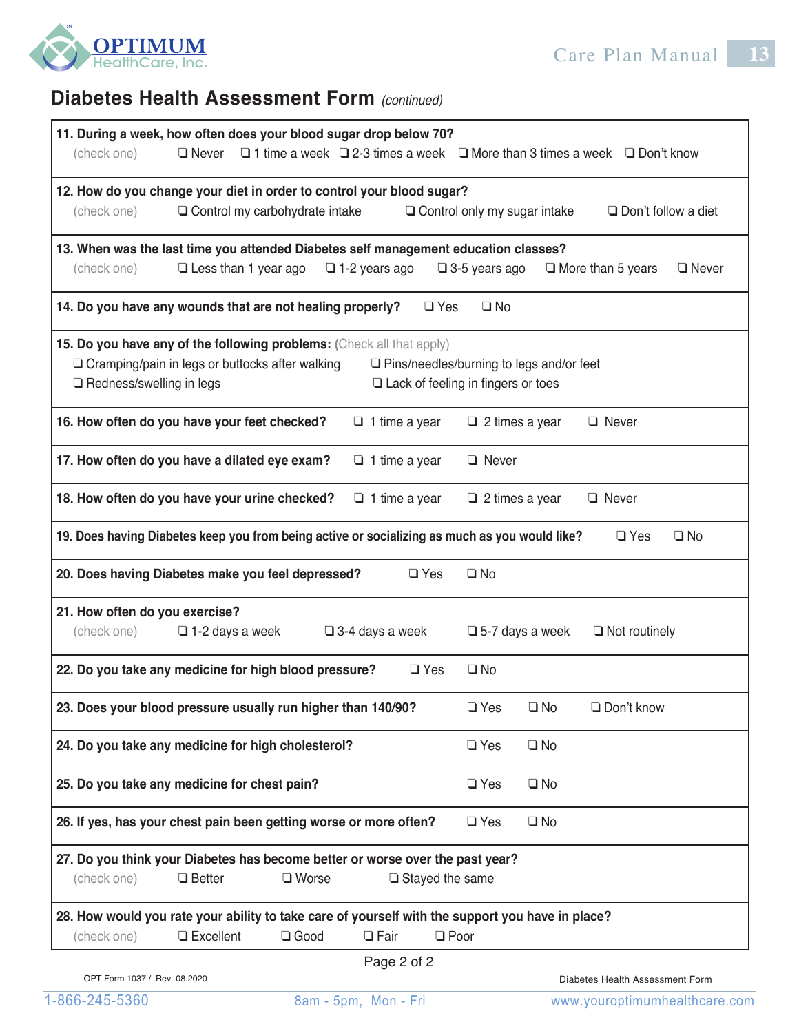## Diabetes Health Assessment Form *(continued)*

**11. During a week, how often does your blood sugar drop below 70?**
(check one) ❑ Never ❑ 1 time a week ❑ 2-3 times a week ❑ More than 3 times a week ❑ Don't know

**12. How do you change your diet in order to control your blood sugar?**
(check one) ❑ Control my carbohydrate intake ❑ Control only my sugar intake ❑ Don't follow a diet

**13. When was the last time you attended Diabetes self management education classes?**
(check one) ❑ Less than 1 year ago ❑ 1-2 years ago ❑ 3-5 years ago ❑ More than 5 years ❑ Never

**14. Do you have any wounds that are not healing properly?** ❑ Yes ❑ No

**15. Do you have any of the following problems:** (Check all that apply)
❑ Cramping/pain in legs or buttocks after walking
❑ Pins/needles/burning to legs and/or feet
❑ Redness/swelling in legs
❑ Lack of feeling in fingers or toes

**16. How often do you have your feet checked?** ❑ 1 time a year ❑ 2 times a year ❑ Never

**17. How often do you have a dilated eye exam?** ❑ 1 time a year ❑ Never

**18. How often do you have your urine checked?** ❑ 1 time a year ❑ 2 times a year ❑ Never

**19. Does having Diabetes keep you from being active or socializing as much as you would like?** ❑ Yes ❑ No

**20. Does having Diabetes make you feel depressed?** ❑ Yes ❑ No

**21. How often do you exercise?**
(check one) ❑ 1-2 days a week ❑ 3-4 days a week ❑ 5-7 days a week ❑ Not routinely

**22. Do you take any medicine for high blood pressure?** ❑ Yes ❑ No

**23. Does your blood pressure usually run higher than 140/90?** ❑ Yes ❑ No ❑ Don't know

**24. Do you take any medicine for high cholesterol?** ❑ Yes ❑ No

**25. Do you take any medicine for chest pain?** ❑ Yes ❑ No

**26. If yes, has your chest pain been getting worse or more often?** ❑ Yes ❑ No

**27. Do you think your Diabetes has become better or worse over the past year?**
(check one) ❑ Better ❑ Worse ❑ Stayed the same

**28. How would you rate your ability to take care of yourself with the support you have in place?**
(check one) ❑ Excellent ❑ Good ❑ Fair ❑ Poor

OPT Form 1037 / Rev. 08.2020

Diabetes Health Assessment Form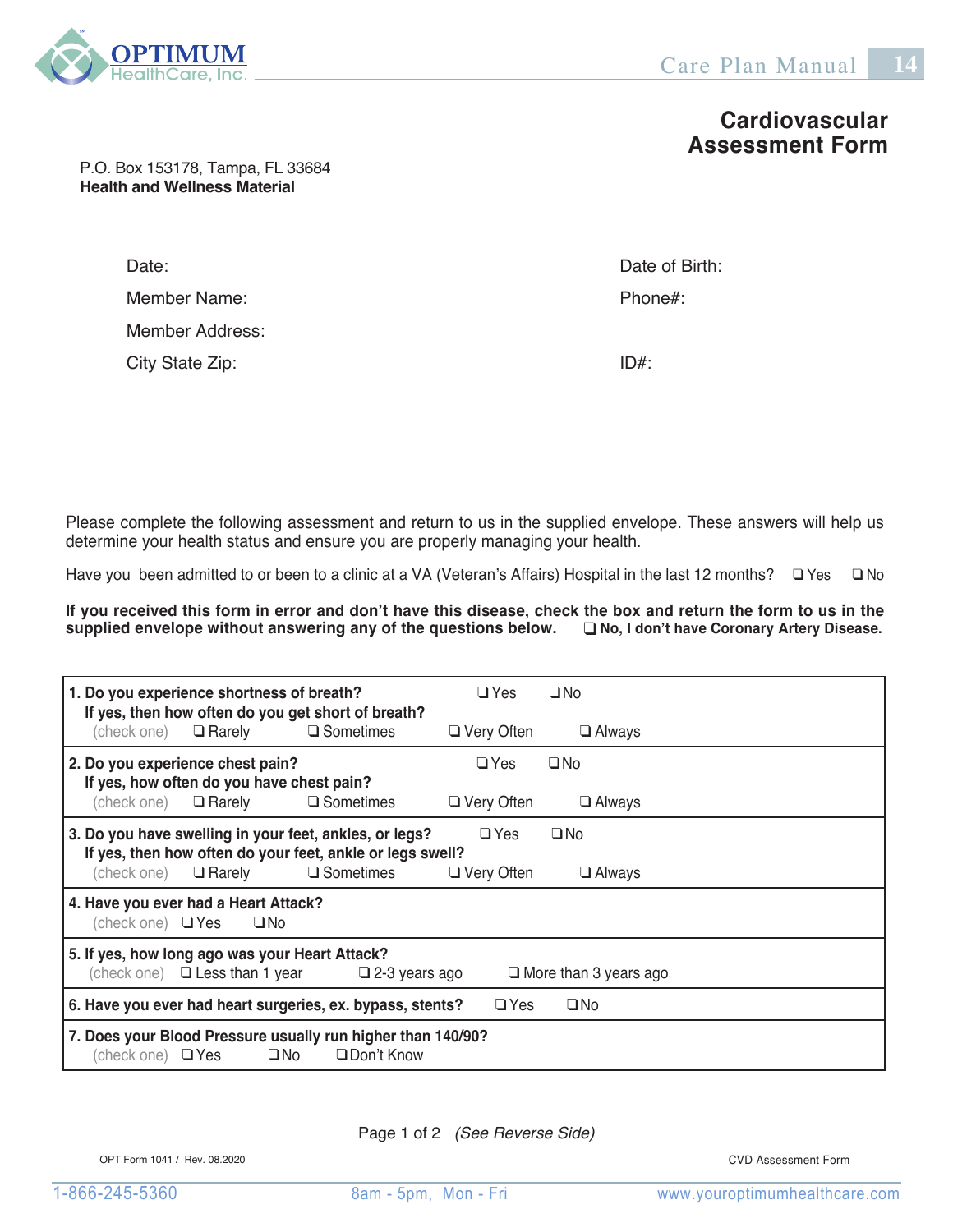**OPTIMUM HealthCare, Inc.**

# Cardiovascular Assessment Form

P.O. Box 153178, Tampa, FL 33684
**Health and Wellness Material**

Date: Date of Birth:

Member Name: Phone#:

Member Address:

City State Zip: ID#:

Please complete the following assessment and return to us in the supplied envelope. These answers will help us determine your health status and ensure you are properly managing your health.

Have you been admitted to or been to a clinic at a VA (Veteran's Affairs) Hospital in the last 12 months? ❑ Yes ❑ No

**If you received this form in error and don't have this disease, check the box and return the form to us in the supplied envelope without answering any of the questions below.** **❑ No, I don't have Coronary Artery Disease.**

**1. Do you experience shortness of breath?** ❑ Yes ❑ No
**If yes, then how often do you get short of breath?**
(check one) ❑ Rarely ❑ Sometimes ❑ Very Often ❑ Always

**2. Do you experience chest pain?** ❑ Yes ❑ No
**If yes, how often do you have chest pain?**
(check one) ❑ Rarely ❑ Sometimes ❑ Very Often ❑ Always

**3. Do you have swelling in your feet, ankles, or legs?** ❑ Yes ❑ No
**If yes, then how often do your feet, ankle or legs swell?**
(check one) ❑ Rarely ❑ Sometimes ❑ Very Often ❑ Always

**4. Have you ever had a Heart Attack?**
(check one) ❑ Yes ❑ No

**5. If yes, how long ago was your Heart Attack?**
(check one) ❑ Less than 1 year ❑ 2-3 years ago ❑ More than 3 years ago

**6. Have you ever had heart surgeries, ex. bypass, stents?** ❑ Yes ❑ No

**7. Does your Blood Pressure usually run higher than 140/90?**
(check one) ❑ Yes ❑ No ❑ Don't Know

Page 1 of 2 *(See Reverse Side)*

OPT Form 1041 / Rev. 08.2020 CVD Assessment Form

1-866-245-5360 8am - 5pm, Mon - Fri www.youroptimumhealthcare.com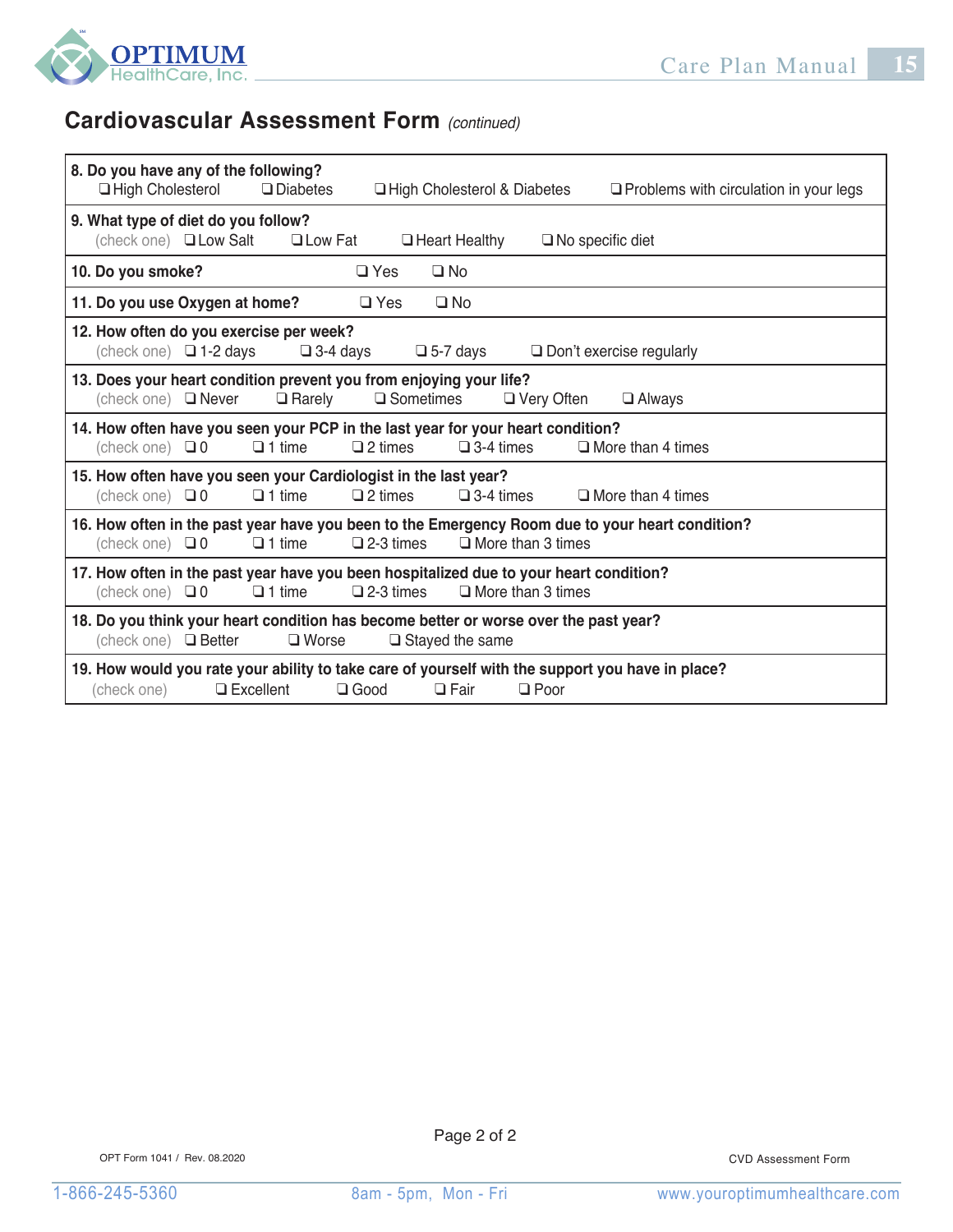## Cardiovascular Assessment Form *(continued)*

**8. Do you have any of the following?**
❑ High Cholesterol ❑ Diabetes ❑ High Cholesterol & Diabetes ❑ Problems with circulation in your legs

**9. What type of diet do you follow?**
(check one) ❑ Low Salt ❑ Low Fat ❑ Heart Healthy ❑ No specific diet

**10. Do you smoke?** ❑ Yes ❑ No

**11. Do you use Oxygen at home?** ❑ Yes ❑ No

**12. How often do you exercise per week?**
(check one) ❑ 1-2 days ❑ 3-4 days ❑ 5-7 days ❑ Don't exercise regularly

**13. Does your heart condition prevent you from enjoying your life?**
(check one) ❑ Never ❑ Rarely ❑ Sometimes ❑ Very Often ❑ Always

**14. How often have you seen your PCP in the last year for your heart condition?**
(check one) ❑ 0 ❑ 1 time ❑ 2 times ❑ 3-4 times ❑ More than 4 times

**15. How often have you seen your Cardiologist in the last year?**
(check one) ❑ 0 ❑ 1 time ❑ 2 times ❑ 3-4 times ❑ More than 4 times

**16. How often in the past year have you been to the Emergency Room due to your heart condition?**
(check one) ❑ 0 ❑ 1 time ❑ 2-3 times ❑ More than 3 times

**17. How often in the past year have you been hospitalized due to your heart condition?**
(check one) ❑ 0 ❑ 1 time ❑ 2-3 times ❑ More than 3 times

**18. Do you think your heart condition has become better or worse over the past year?**
(check one) ❑ Better ❑ Worse ❑ Stayed the same

**19. How would you rate your ability to take care of yourself with the support you have in place?**
(check one) ❑ Excellent ❑ Good ❑ Fair ❑ Poor

OPT Form 1041 / Rev. 08.2020

CVD Assessment Form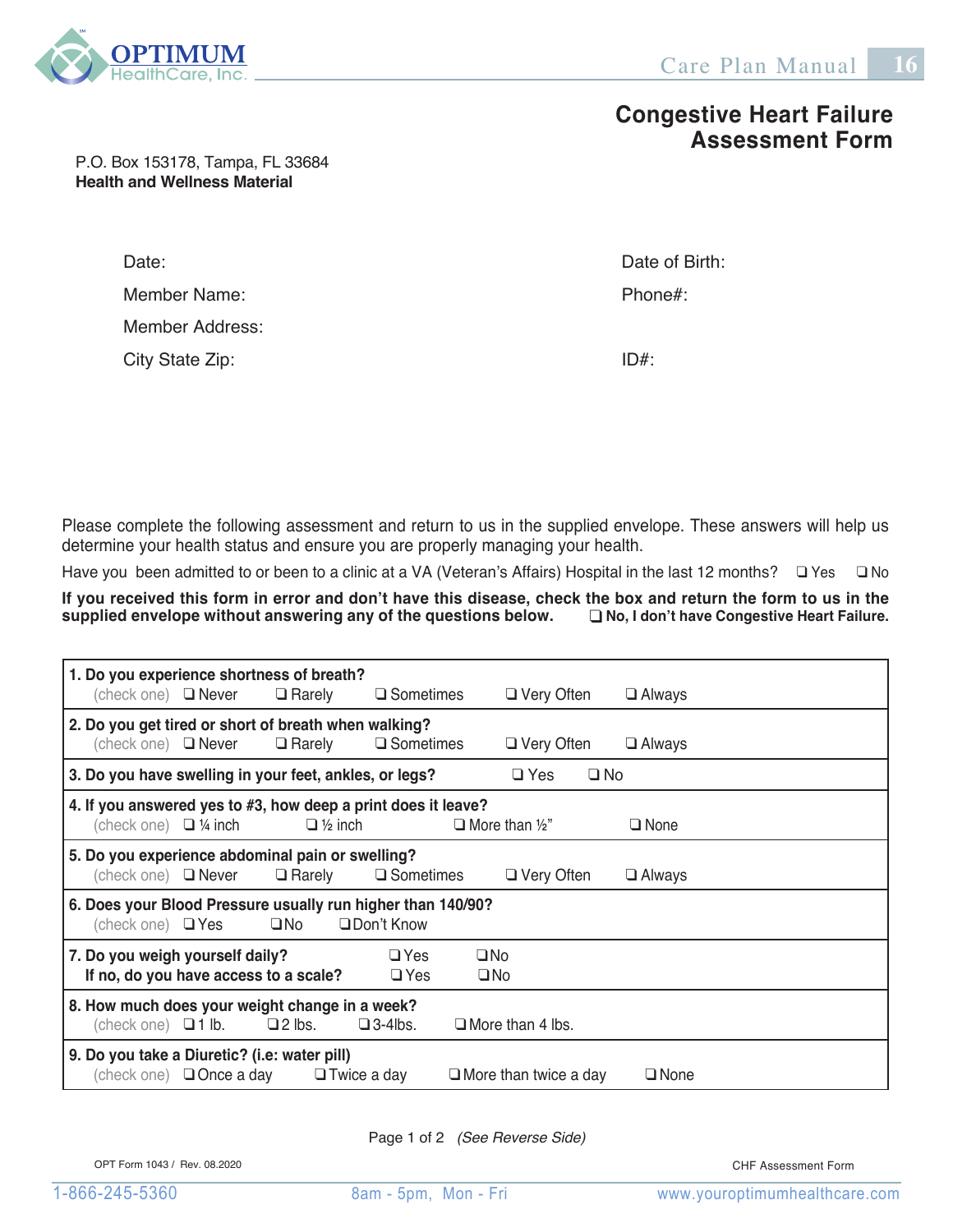# Congestive Heart Failure Assessment Form

P.O. Box 153178, Tampa, FL 33684
**Health and Wellness Material**

Date:

Member Name:

Member Address:

City State Zip:

Date of Birth:

Phone#:

ID#:

Please complete the following assessment and return to us in the supplied envelope. These answers will help us determine your health status and ensure you are properly managing your health.

Have you been admitted to or been to a clinic at a VA (Veteran's Affairs) Hospital in the last 12 months? ❑ Yes ❑ No

**If you received this form in error and don't have this disease, check the box and return the form to us in the supplied envelope without answering any of the questions below.** ❑ **No, I don't have Congestive Heart Failure.**

**1. Do you experience shortness of breath?**
(check one) ❑ Never ❑ Rarely ❑ Sometimes ❑ Very Often ❑ Always

**2. Do you get tired or short of breath when walking?**
(check one) ❑ Never ❑ Rarely ❑ Sometimes ❑ Very Often ❑ Always

**3. Do you have swelling in your feet, ankles, or legs?** ❑ Yes ❑ No

**4. If you answered yes to #3, how deep a print does it leave?**
(check one) ❑ ¼ inch ❑ ½ inch ❑ More than ½" ❑ None

**5. Do you experience abdominal pain or swelling?**
(check one) ❑ Never ❑ Rarely ❑ Sometimes ❑ Very Often ❑ Always

**6. Does your Blood Pressure usually run higher than 140/90?**
(check one) ❑ Yes ❑ No ❑ Don't Know

**7. Do you weigh yourself daily?** ❑ Yes ❑ No
**If no, do you have access to a scale?** ❑ Yes ❑ No

**8. How much does your weight change in a week?**
(check one) ❑ 1 lb. ❑ 2 lbs. ❑ 3-4lbs. ❑ More than 4 lbs.

**9. Do you take a Diuretic? (i.e: water pill)**
(check one) ❑ Once a day ❑ Twice a day ❑ More than twice a day ❑ None

Page 1 of 2 *(See Reverse Side)*

OPT Form 1043 / Rev. 08.2020

CHF Assessment Form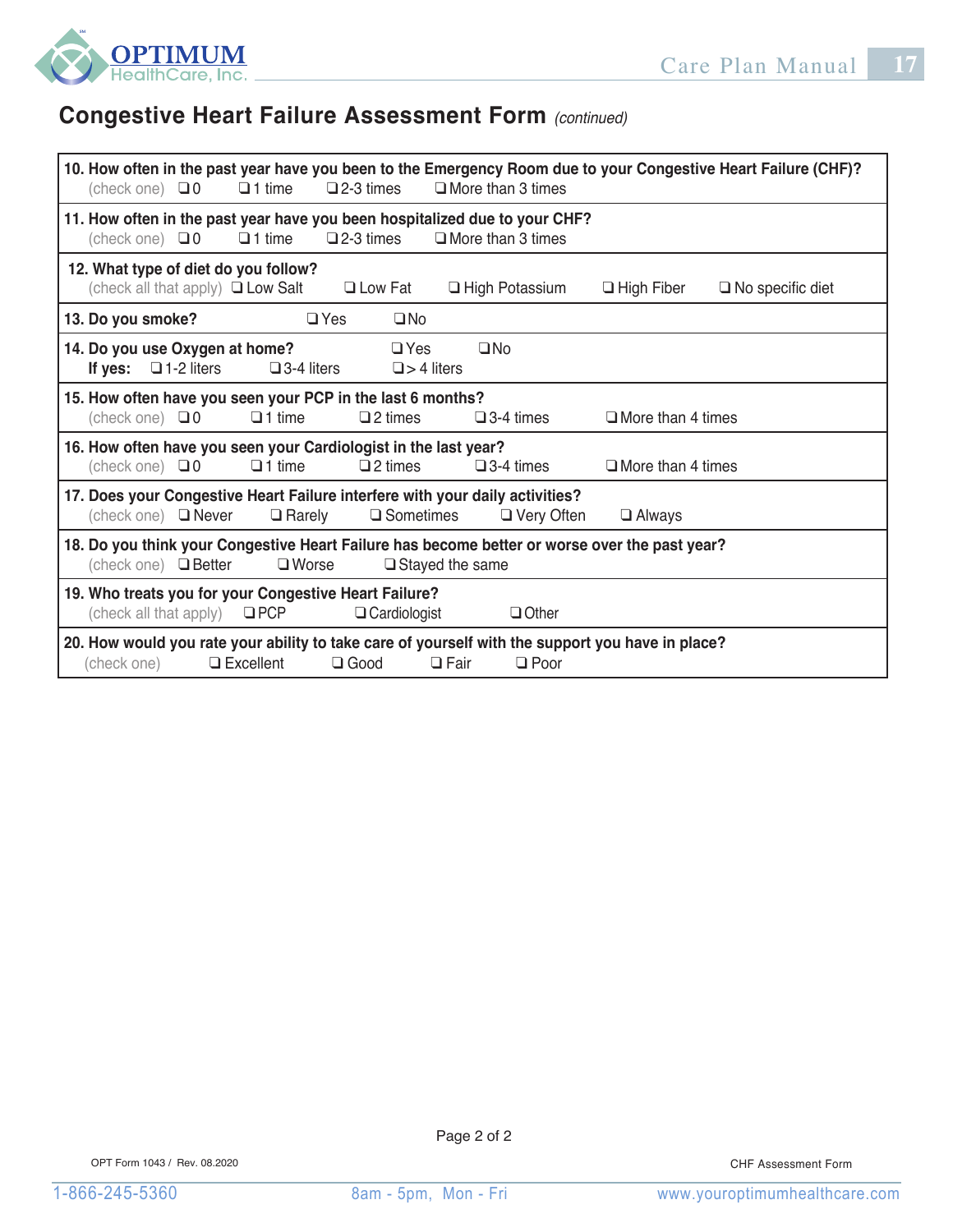## Congestive Heart Failure Assessment Form *(continued)*

**10. How often in the past year have you been to the Emergency Room due to your Congestive Heart Failure (CHF)?**
(check one) ❑ 0 ❑ 1 time ❑ 2-3 times ❑ More than 3 times

**11. How often in the past year have you been hospitalized due to your CHF?**
(check one) ❑ 0 ❑ 1 time ❑ 2-3 times ❑ More than 3 times

**12. What type of diet do you follow?**
(check all that apply) ❑ Low Salt ❑ Low Fat ❑ High Potassium ❑ High Fiber ❑ No specific diet

**13. Do you smoke?** ❑ Yes ❑ No

**14. Do you use Oxygen at home?** ❑ Yes ❑ No
**If yes:** ❑ 1-2 liters ❑ 3-4 liters ❑ > 4 liters

**15. How often have you seen your PCP in the last 6 months?**
(check one) ❑ 0 ❑ 1 time ❑ 2 times ❑ 3-4 times ❑ More than 4 times

**16. How often have you seen your Cardiologist in the last year?**
(check one) ❑ 0 ❑ 1 time ❑ 2 times ❑ 3-4 times ❑ More than 4 times

**17. Does your Congestive Heart Failure interfere with your daily activities?**
(check one) ❑ Never ❑ Rarely ❑ Sometimes ❑ Very Often ❑ Always

**18. Do you think your Congestive Heart Failure has become better or worse over the past year?**
(check one) ❑ Better ❑ Worse ❑ Stayed the same

**19. Who treats you for your Congestive Heart Failure?**
(check all that apply) ❑ PCP ❑ Cardiologist ❑ Other

**20. How would you rate your ability to take care of yourself with the support you have in place?**
(check one) ❑ Excellent ❑ Good ❑ Fair ❑ Poor

OPT Form 1043 / Rev. 08.2020

CHF Assessment Form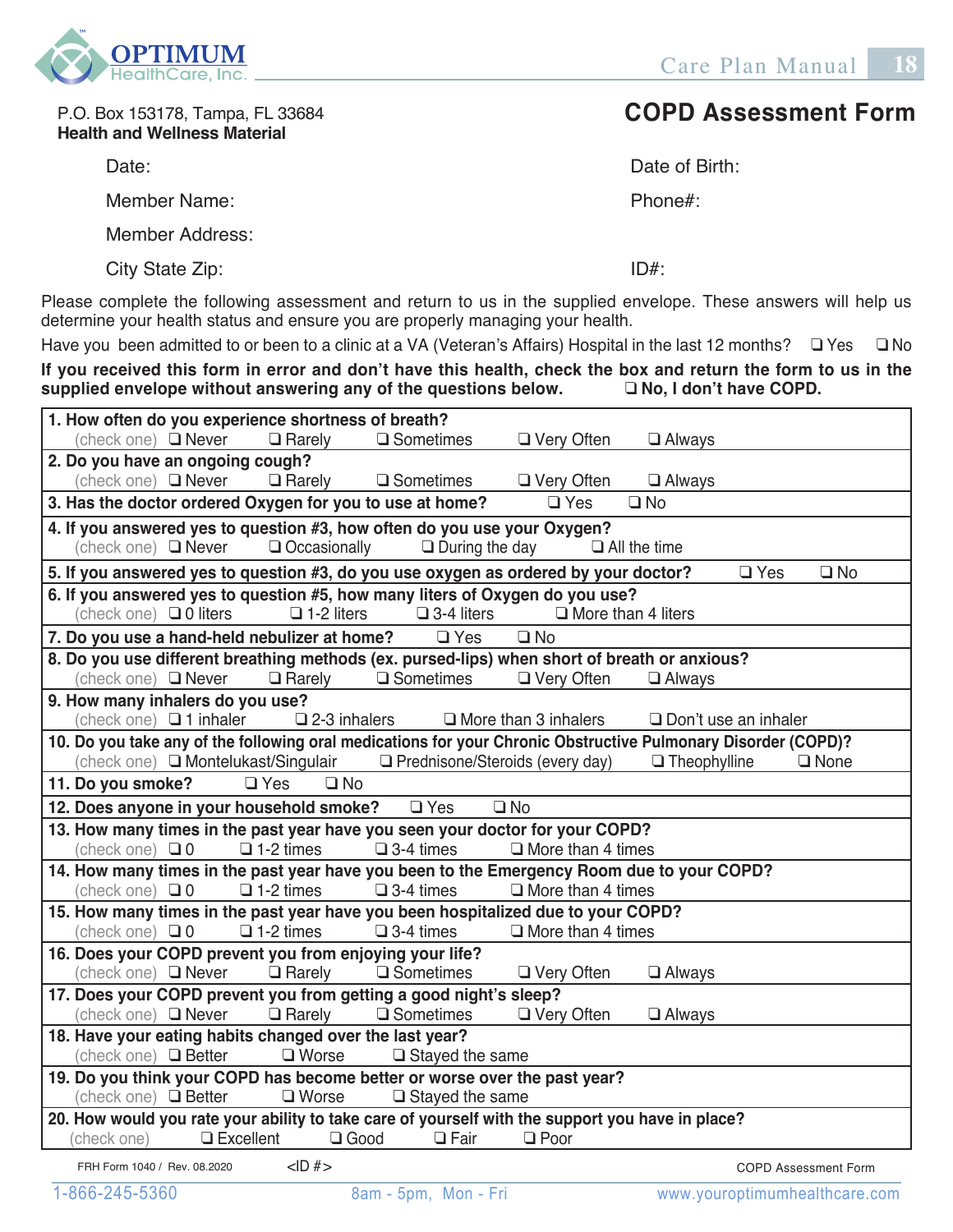P.O. Box 153178, Tampa, FL 33684
**Health and Wellness Material**

# COPD Assessment Form

Date: 

Date of Birth:

Member Name:

Phone#:

Member Address:

City State Zip:

ID#:

Please complete the following assessment and return to us in the supplied envelope. These answers will help us determine your health status and ensure you are properly managing your health.

Have you been admitted to or been to a clinic at a VA (Veteran's Affairs) Hospital in the last 12 months? ❑ Yes ❑ No

**If you received this form in error and don't have this health, check the box and return the form to us in the supplied envelope without answering any of the questions below. ❑ No, I don't have COPD.**

**1. How often do you experience shortness of breath?**
(check one) ❑ Never ❑ Rarely ❑ Sometimes ❑ Very Often ❑ Always

**2. Do you have an ongoing cough?**
(check one) ❑ Never ❑ Rarely ❑ Sometimes ❑ Very Often ❑ Always

**3. Has the doctor ordered Oxygen for you to use at home?** ❑ Yes ❑ No

**4. If you answered yes to question #3, how often do you use your Oxygen?**
(check one) ❑ Never ❑ Occasionally ❑ During the day ❑ All the time

**5. If you answered yes to question #3, do you use oxygen as ordered by your doctor?** ❑ Yes ❑ No

**6. If you answered yes to question #5, how many liters of Oxygen do you use?**
(check one) ❑ 0 liters ❑ 1-2 liters ❑ 3-4 liters ❑ More than 4 liters

**7. Do you use a hand-held nebulizer at home?** ❑ Yes ❑ No

**8. Do you use different breathing methods (ex. pursed-lips) when short of breath or anxious?**
(check one) ❑ Never ❑ Rarely ❑ Sometimes ❑ Very Often ❑ Always

**9. How many inhalers do you use?**
(check one) ❑ 1 inhaler ❑ 2-3 inhalers ❑ More than 3 inhalers ❑ Don't use an inhaler

**10. Do you take any of the following oral medications for your Chronic Obstructive Pulmonary Disorder (COPD)?**
(check one) ❑ Montelukast/Singulair ❑ Prednisone/Steroids (every day) ❑ Theophylline ❑ None

**11. Do you smoke?** ❑ Yes ❑ No

**12. Does anyone in your household smoke?** ❑ Yes ❑ No

**13. How many times in the past year have you seen your doctor for your COPD?**
(check one) ❑ 0 ❑ 1-2 times ❑ 3-4 times ❑ More than 4 times

**14. How many times in the past year have you been to the Emergency Room due to your COPD?**
(check one) ❑ 0 ❑ 1-2 times ❑ 3-4 times ❑ More than 4 times

**15. How many times in the past year have you been hospitalized due to your COPD?**
(check one) ❑ 0 ❑ 1-2 times ❑ 3-4 times ❑ More than 4 times

**16. Does your COPD prevent you from enjoying your life?**
(check one) ❑ Never ❑ Rarely ❑ Sometimes ❑ Very Often ❑ Always

**17. Does your COPD prevent you from getting a good night's sleep?**
(check one) ❑ Never ❑ Rarely ❑ Sometimes ❑ Very Often ❑ Always

**18. Have your eating habits changed over the last year?**
(check one) ❑ Better ❑ Worse ❑ Stayed the same

**19. Do you think your COPD has become better or worse over the past year?**
(check one) ❑ Better ❑ Worse ❑ Stayed the same

**20. How would you rate your ability to take care of yourself with the support you have in place?**
(check one) ❑ Excellent ❑ Good ❑ Fair ❑ Poor

FRH Form 1040 / Rev. 08.2020 <ID #> COPD Assessment Form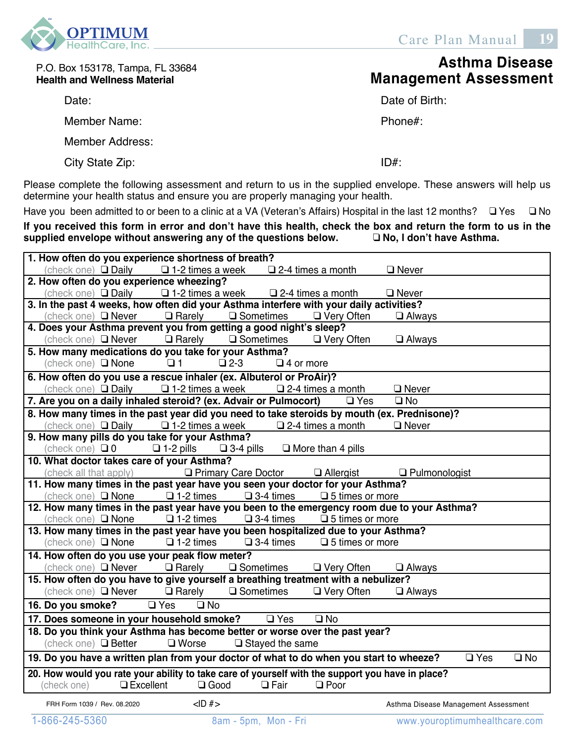OPTIMUM HealthCare, Inc.

P.O. Box 153178, Tampa, FL 33684
**Health and Wellness Material**

# Asthma Disease Management Assessment

Date:

Member Name:

Member Address:

City State Zip:

Date of Birth:

Phone#:

ID#:

Please complete the following assessment and return to us in the supplied envelope. These answers will help us determine your health status and ensure you are properly managing your health.

Have you been admitted to or been to a clinic at a VA (Veteran's Affairs) Hospital in the last 12 months? ❑ Yes ❑ No

**If you received this form in error and don't have this health, check the box and return the form to us in the supplied envelope without answering any of the questions below. ❑ No, I don't have Asthma.**

**1. How often do you experience shortness of breath?**
(check one) ❑ Daily ❑ 1-2 times a week ❑ 2-4 times a month ❑ Never

**2. How often do you experience wheezing?**
(check one) ❑ Daily ❑ 1-2 times a week ❑ 2-4 times a month ❑ Never

**3. In the past 4 weeks, how often did your Asthma interfere with your daily activities?**
(check one) ❑ Never ❑ Rarely ❑ Sometimes ❑ Very Often ❑ Always

**4. Does your Asthma prevent you from getting a good night's sleep?**
(check one) ❑ Never ❑ Rarely ❑ Sometimes ❑ Very Often ❑ Always

**5. How many medications do you take for your Asthma?**
(check one) ❑ None ❑ 1 ❑ 2-3 ❑ 4 or more

**6. How often do you use a rescue inhaler (ex. Albuterol or ProAir)?**
(check one) ❑ Daily ❑ 1-2 times a week ❑ 2-4 times a month ❑ Never

**7. Are you on a daily inhaled steroid? (ex. Advair or Pulmocort)** ❑ Yes ❑ No

**8. How many times in the past year did you need to take steroids by mouth (ex. Prednisone)?**
(check one) ❑ Daily ❑ 1-2 times a week ❑ 2-4 times a month ❑ Never

**9. How many pills do you take for your Asthma?**
(check one) ❑ 0 ❑ 1-2 pills ❑ 3-4 pills ❑ More than 4 pills

**10. What doctor takes care of your Asthma?**
(check all that apply) ❑ Primary Care Doctor ❑ Allergist ❑ Pulmonologist

**11. How many times in the past year have you seen your doctor for your Asthma?**
(check one) ❑ None ❑ 1-2 times ❑ 3-4 times ❑ 5 times or more

**12. How many times in the past year have you been to the emergency room due to your Asthma?**
(check one) ❑ None ❑ 1-2 times ❑ 3-4 times ❑ 5 times or more

**13. How many times in the past year have you been hospitalized due to your Asthma?**
(check one) ❑ None ❑ 1-2 times ❑ 3-4 times ❑ 5 times or more

**14. How often do you use your peak flow meter?**
(check one) ❑ Never ❑ Rarely ❑ Sometimes ❑ Very Often ❑ Always

**15. How often do you have to give yourself a breathing treatment with a nebulizer?**
(check one) ❑ Never ❑ Rarely ❑ Sometimes ❑ Very Often ❑ Always

**16. Do you smoke?** ❑ Yes ❑ No

**17. Does someone in your household smoke?** ❑ Yes ❑ No

**18. Do you think your Asthma has become better or worse over the past year?**
(check one) ❑ Better ❑ Worse ❑ Stayed the same

**19. Do you have a written plan from your doctor of what to do when you start to wheeze?** ❑ Yes ❑ No

**20. How would you rate your ability to take care of yourself with the support you have in place?**
(check one) ❑ Excellent ❑ Good ❑ Fair ❑ Poor

FRH Form 1039 / Rev. 08.2020 <ID #> Asthma Disease Management Assessment

1-866-245-5360 8am - 5pm, Mon - Fri www.youroptimumhealthcare.com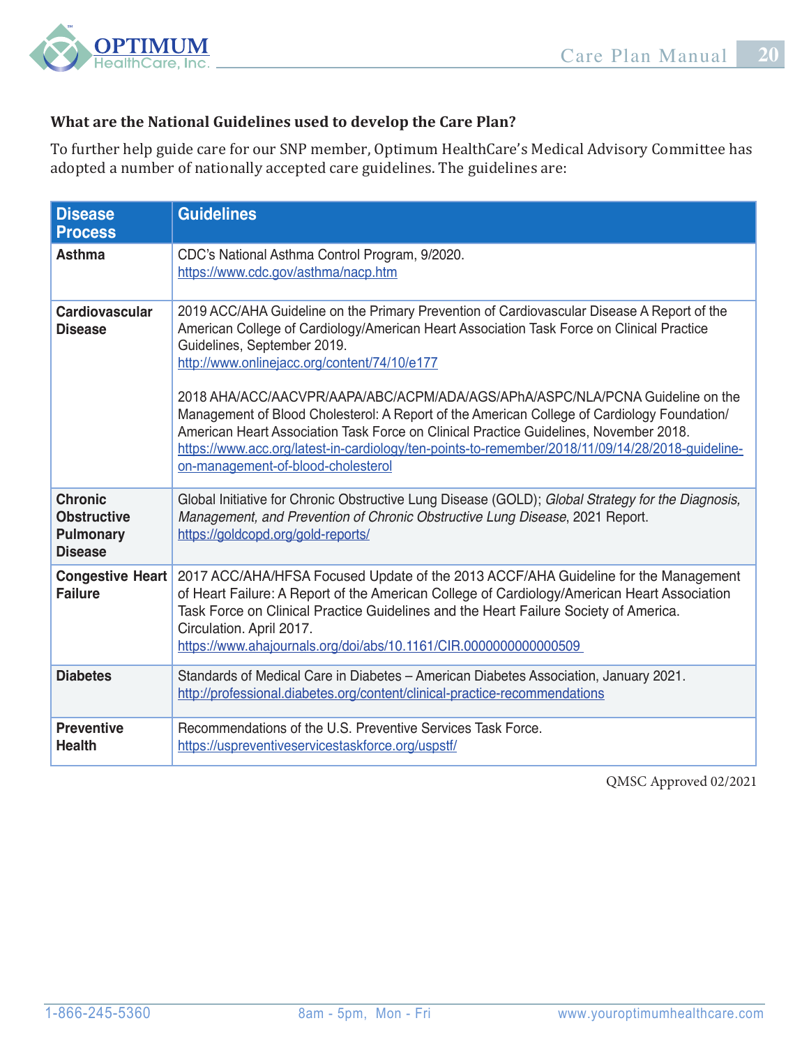### What are the National Guidelines used to develop the Care Plan?

To further help guide care for our SNP member, Optimum HealthCare's Medical Advisory Committee has adopted a number of nationally accepted care guidelines. The guidelines are:

| Disease Process | Guidelines |
|---|---|
| **Asthma** | CDC's National Asthma Control Program, 9/2020. https://www.cdc.gov/asthma/nacp.htm |
| **Cardiovascular Disease** | 2019 ACC/AHA Guideline on the Primary Prevention of Cardiovascular Disease A Report of the American College of Cardiology/American Heart Association Task Force on Clinical Practice Guidelines, September 2019. http://www.onlinejacc.org/content/74/10/e177<br><br>2018 AHA/ACC/AACVPR/AAPA/ABC/ACPM/ADA/AGS/APhA/ASPC/NLA/PCNA Guideline on the Management of Blood Cholesterol: A Report of the American College of Cardiology Foundation/ American Heart Association Task Force on Clinical Practice Guidelines, November 2018. https://www.acc.org/latest-in-cardiology/ten-points-to-remember/2018/11/09/14/28/2018-guideline-on-management-of-blood-cholesterol |
| **Chronic Obstructive Pulmonary Disease** | Global Initiative for Chronic Obstructive Lung Disease (GOLD); *Global Strategy for the Diagnosis, Management, and Prevention of Chronic Obstructive Lung Disease*, 2021 Report. https://goldcopd.org/gold-reports/ |
| **Congestive Heart Failure** | 2017 ACC/AHA/HFSA Focused Update of the 2013 ACCF/AHA Guideline for the Management of Heart Failure: A Report of the American College of Cardiology/American Heart Association Task Force on Clinical Practice Guidelines and the Heart Failure Society of America. Circulation. April 2017. https://www.ahajournals.org/doi/abs/10.1161/CIR.0000000000000509 |
| **Diabetes** | Standards of Medical Care in Diabetes – American Diabetes Association, January 2021. http://professional.diabetes.org/content/clinical-practice-recommendations |
| **Preventive Health** | Recommendations of the U.S. Preventive Services Task Force. https://uspreventiveservicestaskforce.org/uspstf/ |

QMSC Approved 02/2021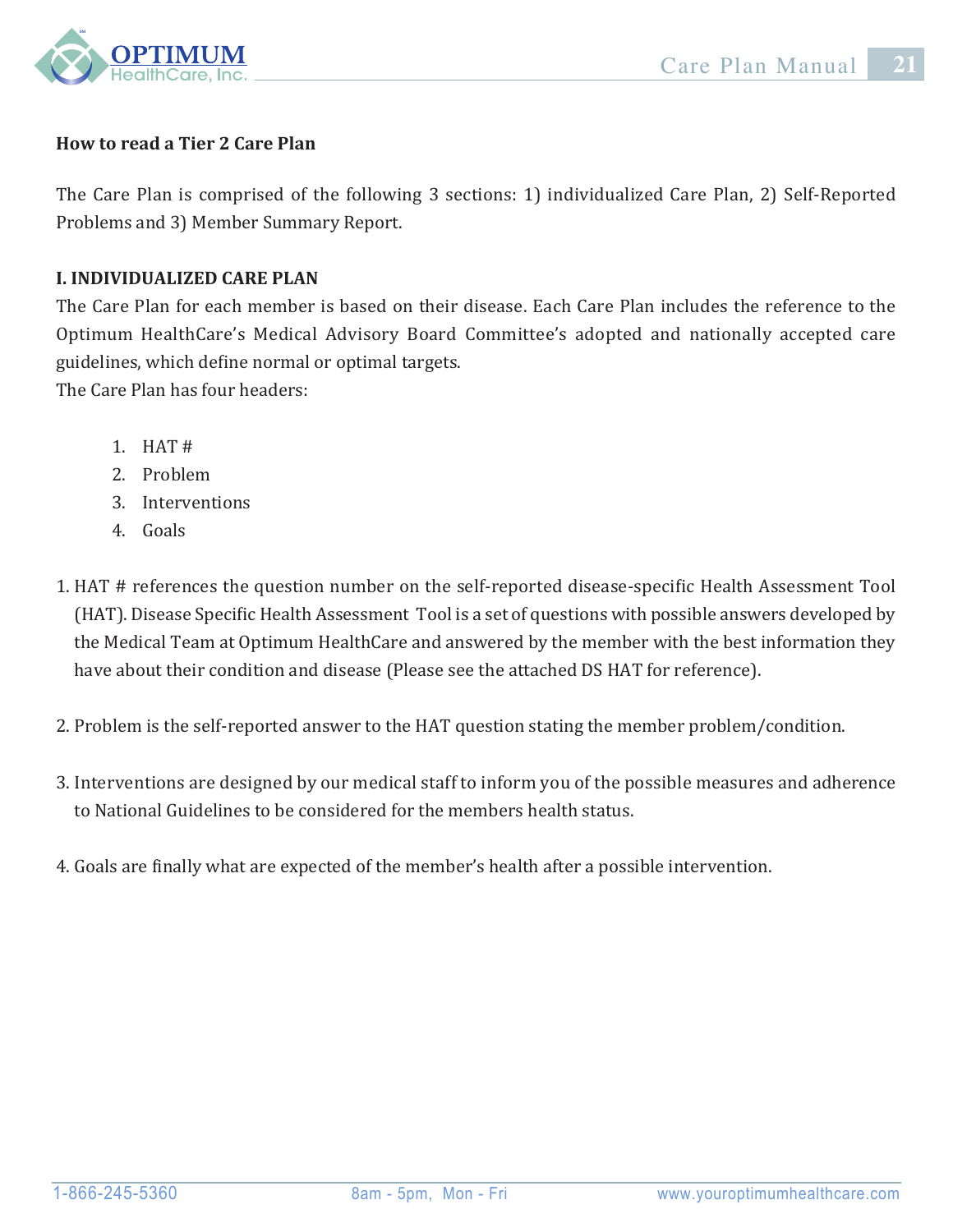**How to read a Tier 2 Care Plan**

The Care Plan is comprised of the following 3 sections: 1) individualized Care Plan, 2) Self-Reported Problems and 3) Member Summary Report.

**I. INDIVIDUALIZED CARE PLAN**

The Care Plan for each member is based on their disease. Each Care Plan includes the reference to the Optimum HealthCare's Medical Advisory Board Committee's adopted and nationally accepted care guidelines, which define normal or optimal targets.

The Care Plan has four headers:

1. HAT #
2. Problem
3. Interventions
4. Goals

1. HAT # references the question number on the self-reported disease-specific Health Assessment Tool (HAT). Disease Specific Health Assessment Tool is a set of questions with possible answers developed by the Medical Team at Optimum HealthCare and answered by the member with the best information they have about their condition and disease (Please see the attached DS HAT for reference).

2. Problem is the self-reported answer to the HAT question stating the member problem/condition.

3. Interventions are designed by our medical staff to inform you of the possible measures and adherence to National Guidelines to be considered for the members health status.

4. Goals are finally what are expected of the member's health after a possible intervention.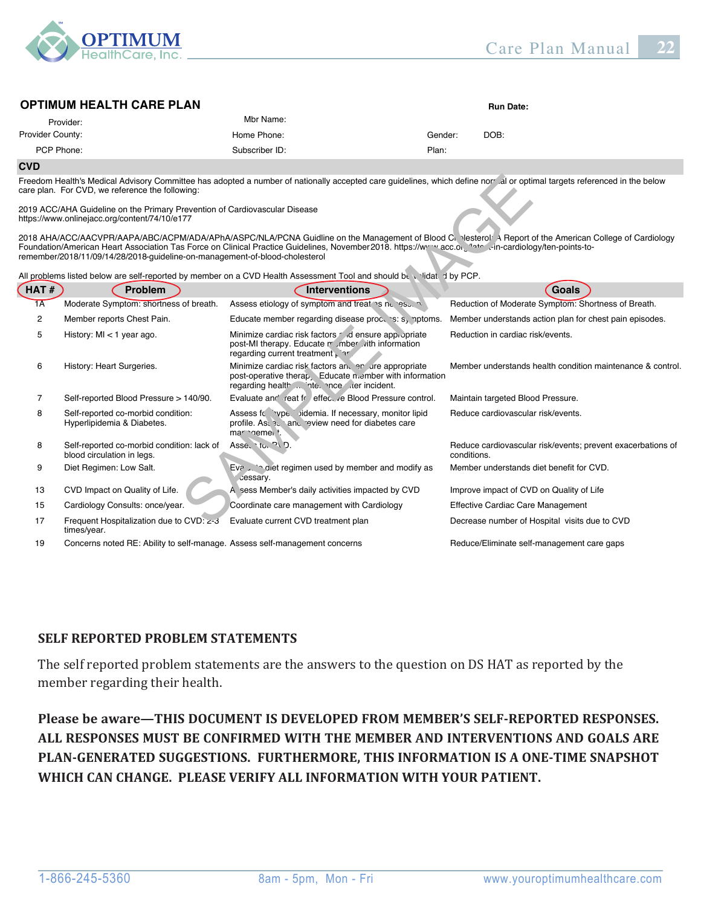## OPTIMUM HEALTH CARE PLAN

**Run Date:**

Provider: | Mbr Name:

Provider County: | Home Phone: | Gender: | DOB:

PCP Phone: | Subscriber ID: | Plan:

### CVD

Freedom Health's Medical Advisory Committee has adopted a number of nationally accepted care guidelines, which define normal or optimal targets referenced in the below care plan. For CVD, we reference the following:

2019 ACC/AHA Guideline on the Primary Prevention of Cardiovascular Disease
https://www.onlinejacc.org/content/74/10/e177

2018 AHA/ACC/AACVPR/AAPA/ABC/ACPM/ADA/APhA/ASPC/NLA/PCNA Guideline on the Management of Blood Cholesterol: A Report of the American College of Cardiology Foundation/American Heart Association Tas Force on Clinical Practice Guidelines, November 2018. https://www.acc.org/latest-in-cardiology/ten-points-to-remember/2018/11/09/14/28/2018-guideline-on-management-of-blood-cholesterol

All problems listed below are self-reported by member on a CVD Health Assessment Tool and should be validated by PCP.

| HAT # | Problem | Interventions | Goals |
|---|---|---|---|
| 1A | Moderate Symptom: shortness of breath. | Assess etiology of symptom and treat as necessary. | Reduction of Moderate Symptom: Shortness of Breath. |
| 2 | Member reports Chest Pain. | Educate member regarding disease process: symptoms. | Member understands action plan for chest pain episodes. |
| 5 | History: MI < 1 year ago. | Minimize cardiac risk factors and ensure appropriate post-MI therapy. Educate member with information regarding current treatment plan. | Reduction in cardiac risk/events. |
| 6 | History: Heart Surgeries. | Minimize cardiac risk factors and ensure appropriate post-operative therapy. Educate member with information regarding health maintenance after incident. | Member understands health condition maintenance & control. |
| 7 | Self-reported Blood Pressure > 140/90. | Evaluate and treat for effective Blood Pressure control. | Maintain targeted Blood Pressure. |
| 8 | Self-reported co-morbid condition: Hyperlipidemia & Diabetes. | Assess for hyperlipidemia. If necessary, monitor lipid profile. Assess and review need for diabetes care management. | Reduce cardiovascular risk/events. |
| 8 | Self-reported co-morbid condition: lack of blood circulation in legs. | Assess for PVD. | Reduce cardiovascular risk/events; prevent exacerbations of conditions. |
| 9 | Diet Regimen: Low Salt. | Evaluate diet regimen used by member and modify as necessary. | Member understands diet benefit for CVD. |
| 13 | CVD Impact on Quality of Life. | Assess Member's daily activities impacted by CVD | Improve impact of CVD on Quality of Life |
| 15 | Cardiology Consults: once/year. | Coordinate care management with Cardiology | Effective Cardiac Care Management |
| 17 | Frequent Hospitalization due to CVD: 2-3 times/year. | Evaluate current CVD treatment plan | Decrease number of Hospital visits due to CVD |
| 19 | Concerns noted RE: Ability to self-manage. | Assess self-management concerns | Reduce/Eliminate self-management care gaps |

## SELF REPORTED PROBLEM STATEMENTS

The self reported problem statements are the answers to the question on DS HAT as reported by the member regarding their health.

**Please be aware—THIS DOCUMENT IS DEVELOPED FROM MEMBER'S SELF-REPORTED RESPONSES. ALL RESPONSES MUST BE CONFIRMED WITH THE MEMBER AND INTERVENTIONS AND GOALS ARE PLAN-GENERATED SUGGESTIONS. FURTHERMORE, THIS INFORMATION IS A ONE-TIME SNAPSHOT WHICH CAN CHANGE. PLEASE VERIFY ALL INFORMATION WITH YOUR PATIENT.**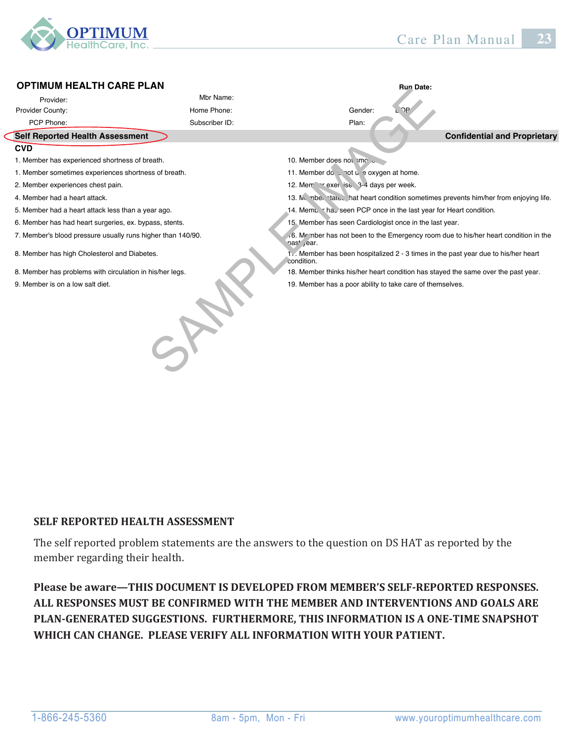## OPTIMUM HEALTH CARE PLAN

Run Date:

Provider: Mbr Name:

Provider County: Home Phone: Gender: LOP

PCP Phone: Subscriber ID: Plan:

**Self Reported Health Assessment** **Confidential and Proprietary**

**CVD**

1. Member has experienced shortness of breath.
1. Member sometimes experiences shortness of breath.
2. Member experiences chest pain.
4. Member had a heart attack.
5. Member had a heart attack less than a year ago.
6. Member has had heart surgeries, ex. bypass, stents.
7. Member's blood pressure usually runs higher than 140/90.
8. Member has high Cholesterol and Diabetes.
8. Member has problems with circulation in his/her legs.
9. Member is on a low salt diet.
10. Member does not smoke.
11. Member does not use oxygen at home.
12. Member exercises 3-4 days per week.
13. Member states that heart condition sometimes prevents him/her from enjoying life.
14. Member has seen PCP once in the last year for Heart condition.
15. Member has seen Cardiologist once in the last year.
16. Member has not been to the Emergency room due to his/her heart condition in the past year.
17. Member has been hospitalized 2 - 3 times in the past year due to his/her heart condition.
18. Member thinks his/her heart condition has stayed the same over the past year.
19. Member has a poor ability to take care of themselves.

SAMPLE IMAGE

### SELF REPORTED HEALTH ASSESSMENT

The self reported problem statements are the answers to the question on DS HAT as reported by the member regarding their health.

**Please be aware—THIS DOCUMENT IS DEVELOPED FROM MEMBER'S SELF-REPORTED RESPONSES. ALL RESPONSES MUST BE CONFIRMED WITH THE MEMBER AND INTERVENTIONS AND GOALS ARE PLAN-GENERATED SUGGESTIONS. FURTHERMORE, THIS INFORMATION IS A ONE-TIME SNAPSHOT WHICH CAN CHANGE. PLEASE VERIFY ALL INFORMATION WITH YOUR PATIENT.**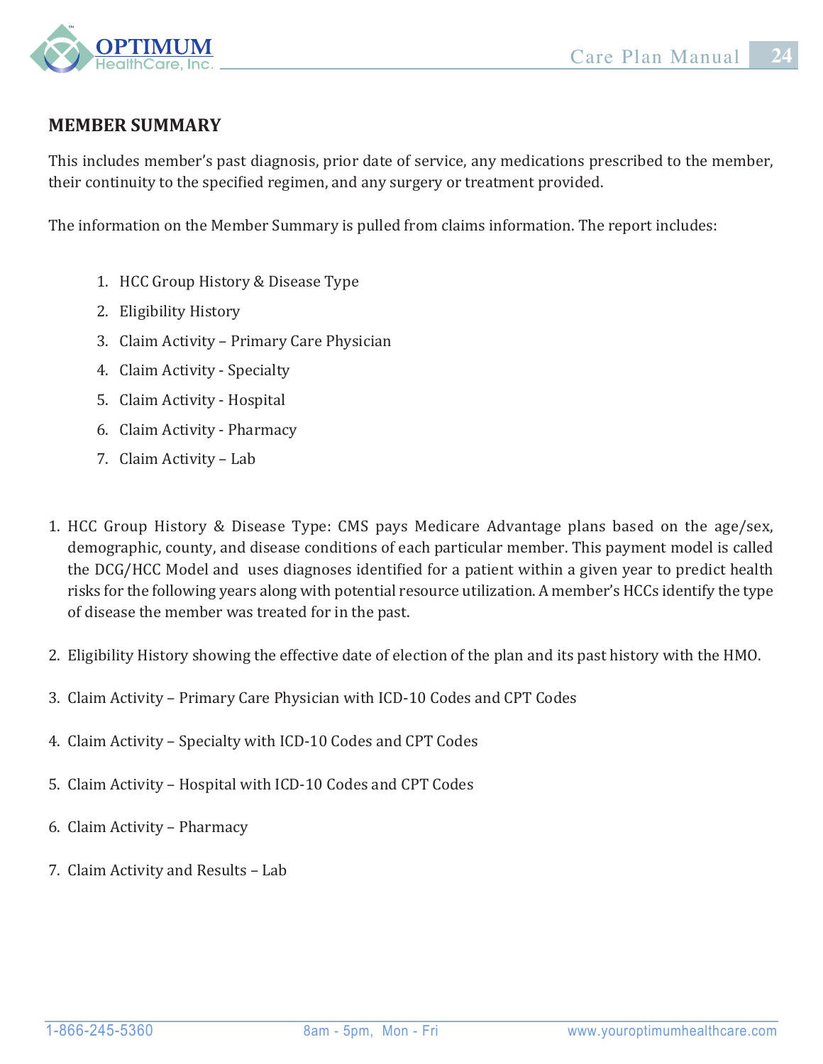## MEMBER SUMMARY

This includes member's past diagnosis, prior date of service, any medications prescribed to the member, their continuity to the specified regimen, and any surgery or treatment provided.

The information on the Member Summary is pulled from claims information. The report includes:

1. HCC Group History & Disease Type
2. Eligibility History
3. Claim Activity – Primary Care Physician
4. Claim Activity - Specialty
5. Claim Activity - Hospital
6. Claim Activity - Pharmacy
7. Claim Activity – Lab

1. HCC Group History & Disease Type: CMS pays Medicare Advantage plans based on the age/sex, demographic, county, and disease conditions of each particular member. This payment model is called the DCG/HCC Model and uses diagnoses identified for a patient within a given year to predict health risks for the following years along with potential resource utilization. A member's HCCs identify the type of disease the member was treated for in the past.

2. Eligibility History showing the effective date of election of the plan and its past history with the HMO.

3. Claim Activity – Primary Care Physician with ICD-10 Codes and CPT Codes

4. Claim Activity – Specialty with ICD-10 Codes and CPT Codes

5. Claim Activity – Hospital with ICD-10 Codes and CPT Codes

6. Claim Activity – Pharmacy

7. Claim Activity and Results – Lab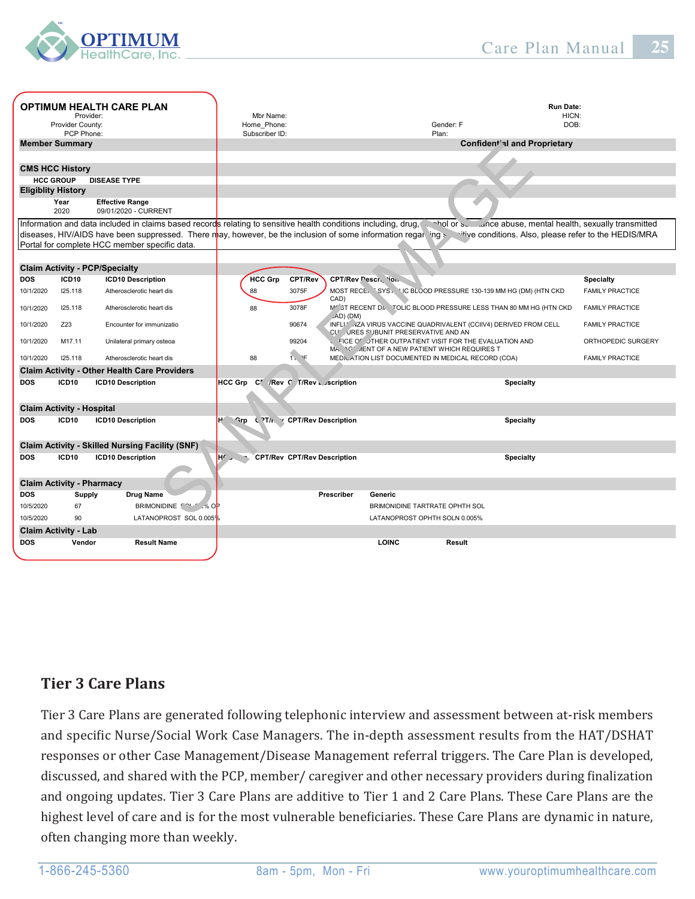**OPTIMUM HEALTH CARE PLAN**

Provider:
Provider County:
PCP Phone:

Mbr Name:
Home_Phone:
Subscriber ID:

Gender: F
Plan:

Run Date:
HICN:
DOB:

**Member Summary** — **Confidential and Proprietary**

**CMS HCC History**

| HCC GROUP | DISEASE TYPE |
|---|---|

**Eligiblity History**

| Year | Effective Range |
|---|---|
| 2020 | 09/01/2020 - CURRENT |

Information and data included in claims based records relating to sensitive health conditions including, drug, alcohol or substance abuse, mental health, sexually transmitted diseases, HIV/AIDS have been suppressed. There may, however, be the inclusion of some information regarding sensitive conditions. Also, please refer to the HEDIS/MRA Portal for complete HCC member specific data.

**Claim Activity - PCP/Specialty**

| DOS | ICD10 | ICD10 Description | HCC Grp | CPT/Rev | CPT/Rev Description | Specialty |
|---|---|---|---|---|---|---|
| 10/1/2020 | I25.118 | Atherosclerotic heart dis | 88 | 3075F | MOST RECENT SYSTOLIC BLOOD PRESSURE 130-139 MM HG (DM) (HTN CKD CAD) | FAMILY PRACTICE |
| 10/1/2020 | I25.118 | Atherosclerotic heart dis | 88 | 3078F | MOST RECENT DIASTOLIC BLOOD PRESSURE LESS THAN 80 MM HG (HTN CKD CAD) (DM) | FAMILY PRACTICE |
| 10/1/2020 | Z23 | Encounter for immunizatio | | 90674 | INFLUENZA VIRUS VACCINE QUADRIVALENT (CCIIV4) DERIVED FROM CELL CULTURES SUBUNIT PRESERVATIVE AND AN | FAMILY PRACTICE |
| 10/1/2020 | M17.11 | Unilateral primary osteoa | | 99204 | OFFICE OR OTHER OUTPATIENT VISIT FOR THE EVALUATION AND MANAGEMENT OF A NEW PATIENT WHICH REQUIRES T | ORTHOPEDIC SURGERY |
| 10/1/2020 | I25.118 | Atherosclerotic heart dis | 88 | 1159F | MEDICATION LIST DOCUMENTED IN MEDICAL RECORD (COA) | FAMILY PRACTICE |

**Claim Activity - Other Health Care Providers**

| DOS | ICD10 | ICD10 Description | HCC Grp | CPT/Rev | CPT/Rev Description | Specialty |
|---|---|---|---|---|---|---|

**Claim Activity - Hospital**

| DOS | ICD10 | ICD10 Description | HCC Grp | CPT/Rev | CPT/Rev Description | Specialty |
|---|---|---|---|---|---|---|

**Claim Activity - Skilled Nursing Facility (SNF)**

| DOS | ICD10 | ICD10 Description | HCC Grp | CPT/Rev | CPT/Rev Description | Specialty |
|---|---|---|---|---|---|---|

**Claim Activity - Pharmacy**

| DOS | Supply | Drug Name | Prescriber | Generic |
|---|---|---|---|---|
| 10/5/2020 | 67 | BRIMONIDINE SOL 0.2% OP | | BRIMONIDINE TARTRATE OPHTH SOL |
| 10/5/2020 | 90 | LATANOPROST SOL 0.005% | | LATANOPROST OPHTH SOLN 0.005% |

**Claim Activity - Lab**

| DOS | Vendor | Result Name | LOINC | Result |
|---|---|---|---|---|

SAMPLE IMAGE

## Tier 3 Care Plans

Tier 3 Care Plans are generated following telephonic interview and assessment between at-risk members and specific Nurse/Social Work Case Managers. The in-depth assessment results from the HAT/DSHAT responses or other Case Management/Disease Management referral triggers. The Care Plan is developed, discussed, and shared with the PCP, member/ caregiver and other necessary providers during finalization and ongoing updates. Tier 3 Care Plans are additive to Tier 1 and 2 Care Plans. These Care Plans are the highest level of care and is for the most vulnerable beneficiaries. These Care Plans are dynamic in nature, often changing more than weekly.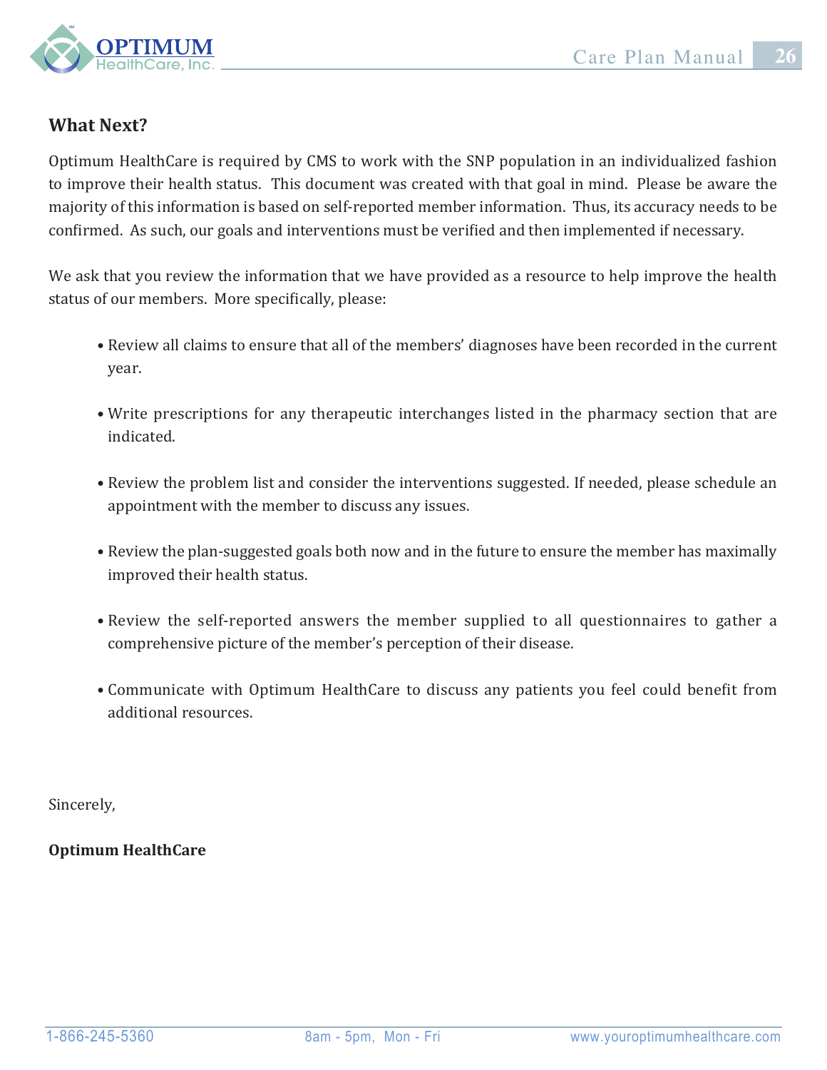## What Next?

Optimum HealthCare is required by CMS to work with the SNP population in an individualized fashion to improve their health status. This document was created with that goal in mind. Please be aware the majority of this information is based on self-reported member information. Thus, its accuracy needs to be confirmed. As such, our goals and interventions must be verified and then implemented if necessary.

We ask that you review the information that we have provided as a resource to help improve the health status of our members. More specifically, please:

- Review all claims to ensure that all of the members' diagnoses have been recorded in the current year.
- Write prescriptions for any therapeutic interchanges listed in the pharmacy section that are indicated.
- Review the problem list and consider the interventions suggested. If needed, please schedule an appointment with the member to discuss any issues.
- Review the plan-suggested goals both now and in the future to ensure the member has maximally improved their health status.
- Review the self-reported answers the member supplied to all questionnaires to gather a comprehensive picture of the member's perception of their disease.
- Communicate with Optimum HealthCare to discuss any patients you feel could benefit from additional resources.

Sincerely,

**Optimum HealthCare**